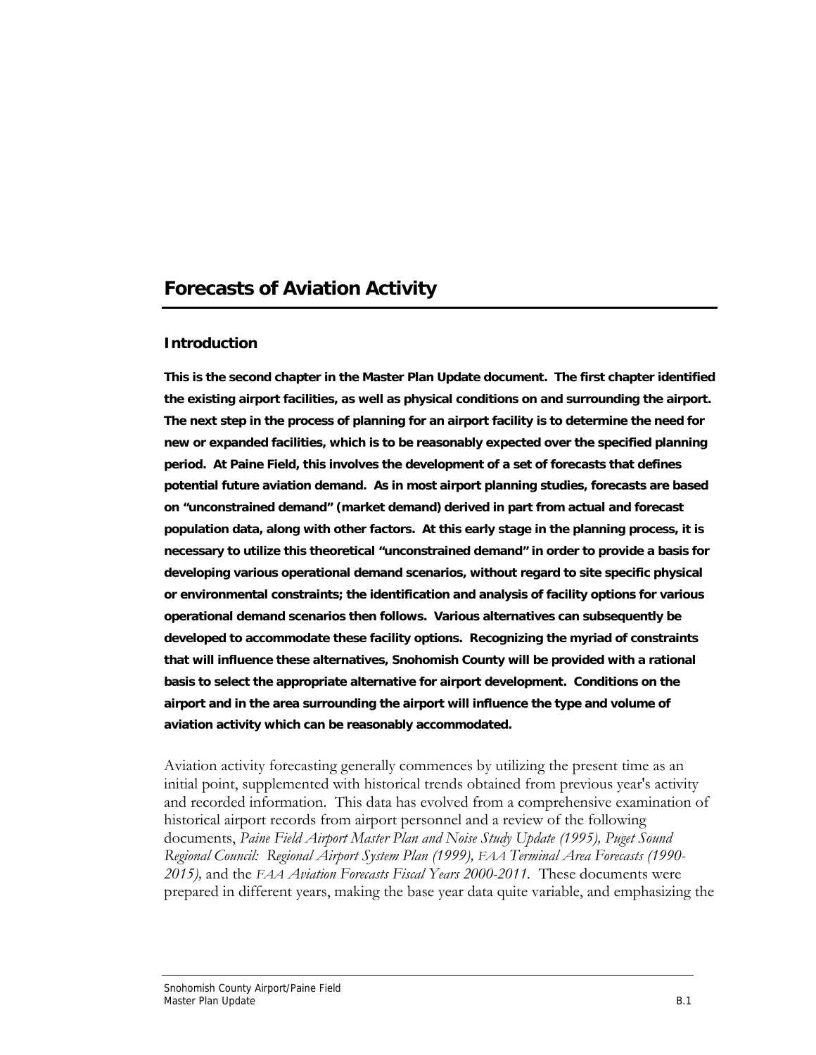# Forecasts of Aviation Activity

## Introduction

**This is the second chapter in the Master Plan Update document. The first chapter identified the existing airport facilities, as well as physical conditions on and surrounding the airport. The next step in the process of planning for an airport facility is to determine the need for new or expanded facilities, which is to be reasonably expected over the specified planning period. At Paine Field, this involves the development of a set of forecasts that defines potential future aviation demand. As in most airport planning studies, forecasts are based on "unconstrained demand" (market demand) derived in part from actual and forecast population data, along with other factors. At this early stage in the planning process, it is necessary to utilize this theoretical "unconstrained demand" in order to provide a basis for developing various operational demand scenarios, without regard to site specific physical or environmental constraints; the identification and analysis of facility options for various operational demand scenarios then follows. Various alternatives can subsequently be developed to accommodate these facility options. Recognizing the myriad of constraints that will influence these alternatives, Snohomish County will be provided with a rational basis to select the appropriate alternative for airport development. Conditions on the airport and in the area surrounding the airport will influence the type and volume of aviation activity which can be reasonably accommodated.**

Aviation activity forecasting generally commences by utilizing the present time as an initial point, supplemented with historical trends obtained from previous year's activity and recorded information. This data has evolved from a comprehensive examination of historical airport records from airport personnel and a review of the following documents, *Paine Field Airport Master Plan and Noise Study Update (1995), Puget Sound Regional Council: Regional Airport System Plan (1999), FAA Terminal Area Forecasts (1990-2015),* and the *FAA Aviation Forecasts Fiscal Years 2000-2011.* These documents were prepared in different years, making the base year data quite variable, and emphasizing the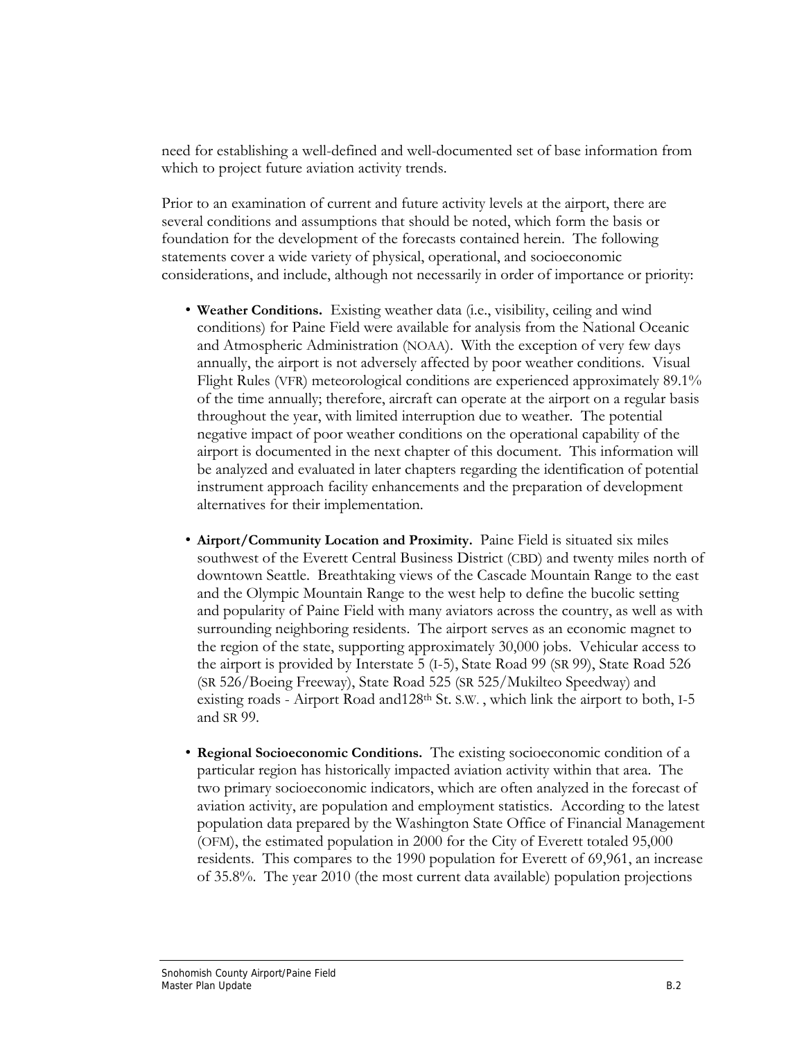need for establishing a well-defined and well-documented set of base information from which to project future aviation activity trends.

Prior to an examination of current and future activity levels at the airport, there are several conditions and assumptions that should be noted, which form the basis or foundation for the development of the forecasts contained herein. The following statements cover a wide variety of physical, operational, and socioeconomic considerations, and include, although not necessarily in order of importance or priority:

- **Weather Conditions.** Existing weather data (i.e., visibility, ceiling and wind conditions) for Paine Field were available for analysis from the National Oceanic and Atmospheric Administration (NOAA). With the exception of very few days annually, the airport is not adversely affected by poor weather conditions. Visual Flight Rules (VFR) meteorological conditions are experienced approximately 89.1% of the time annually; therefore, aircraft can operate at the airport on a regular basis throughout the year, with limited interruption due to weather. The potential negative impact of poor weather conditions on the operational capability of the airport is documented in the next chapter of this document. This information will be analyzed and evaluated in later chapters regarding the identification of potential instrument approach facility enhancements and the preparation of development alternatives for their implementation.

- **Airport/Community Location and Proximity.** Paine Field is situated six miles southwest of the Everett Central Business District (CBD) and twenty miles north of downtown Seattle. Breathtaking views of the Cascade Mountain Range to the east and the Olympic Mountain Range to the west help to define the bucolic setting and popularity of Paine Field with many aviators across the country, as well as with surrounding neighboring residents. The airport serves as an economic magnet to the region of the state, supporting approximately 30,000 jobs. Vehicular access to the airport is provided by Interstate 5 (I-5), State Road 99 (SR 99), State Road 526 (SR 526/Boeing Freeway), State Road 525 (SR 525/Mukilteo Speedway) and existing roads - Airport Road and128th St. S.W. , which link the airport to both, I-5 and SR 99.

- **Regional Socioeconomic Conditions.** The existing socioeconomic condition of a particular region has historically impacted aviation activity within that area. The two primary socioeconomic indicators, which are often analyzed in the forecast of aviation activity, are population and employment statistics. According to the latest population data prepared by the Washington State Office of Financial Management (OFM), the estimated population in 2000 for the City of Everett totaled 95,000 residents. This compares to the 1990 population for Everett of 69,961, an increase of 35.8%. The year 2010 (the most current data available) population projections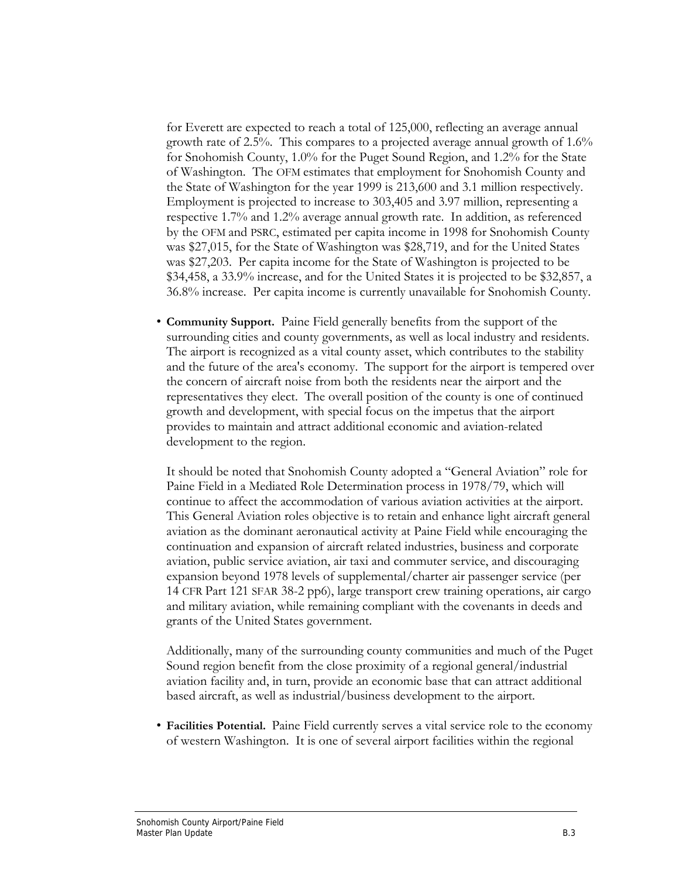for Everett are expected to reach a total of 125,000, reflecting an average annual growth rate of 2.5%. This compares to a projected average annual growth of 1.6% for Snohomish County, 1.0% for the Puget Sound Region, and 1.2% for the State of Washington. The OFM estimates that employment for Snohomish County and the State of Washington for the year 1999 is 213,600 and 3.1 million respectively. Employment is projected to increase to 303,405 and 3.97 million, representing a respective 1.7% and 1.2% average annual growth rate. In addition, as referenced by the OFM and PSRC, estimated per capita income in 1998 for Snohomish County was $27,015, for the State of Washington was $28,719, and for the United States was $27,203. Per capita income for the State of Washington is projected to be $34,458, a 33.9% increase, and for the United States it is projected to be $32,857, a 36.8% increase. Per capita income is currently unavailable for Snohomish County.

- **Community Support.** Paine Field generally benefits from the support of the surrounding cities and county governments, as well as local industry and residents. The airport is recognized as a vital county asset, which contributes to the stability and the future of the area's economy. The support for the airport is tempered over the concern of aircraft noise from both the residents near the airport and the representatives they elect. The overall position of the county is one of continued growth and development, with special focus on the impetus that the airport provides to maintain and attract additional economic and aviation-related development to the region.

  It should be noted that Snohomish County adopted a "General Aviation" role for Paine Field in a Mediated Role Determination process in 1978/79, which will continue to affect the accommodation of various aviation activities at the airport. This General Aviation roles objective is to retain and enhance light aircraft general aviation as the dominant aeronautical activity at Paine Field while encouraging the continuation and expansion of aircraft related industries, business and corporate aviation, public service aviation, air taxi and commuter service, and discouraging expansion beyond 1978 levels of supplemental/charter air passenger service (per 14 CFR Part 121 SFAR 38-2 pp6), large transport crew training operations, air cargo and military aviation, while remaining compliant with the covenants in deeds and grants of the United States government.

  Additionally, many of the surrounding county communities and much of the Puget Sound region benefit from the close proximity of a regional general/industrial aviation facility and, in turn, provide an economic base that can attract additional based aircraft, as well as industrial/business development to the airport.

- **Facilities Potential.** Paine Field currently serves a vital service role to the economy of western Washington. It is one of several airport facilities within the regional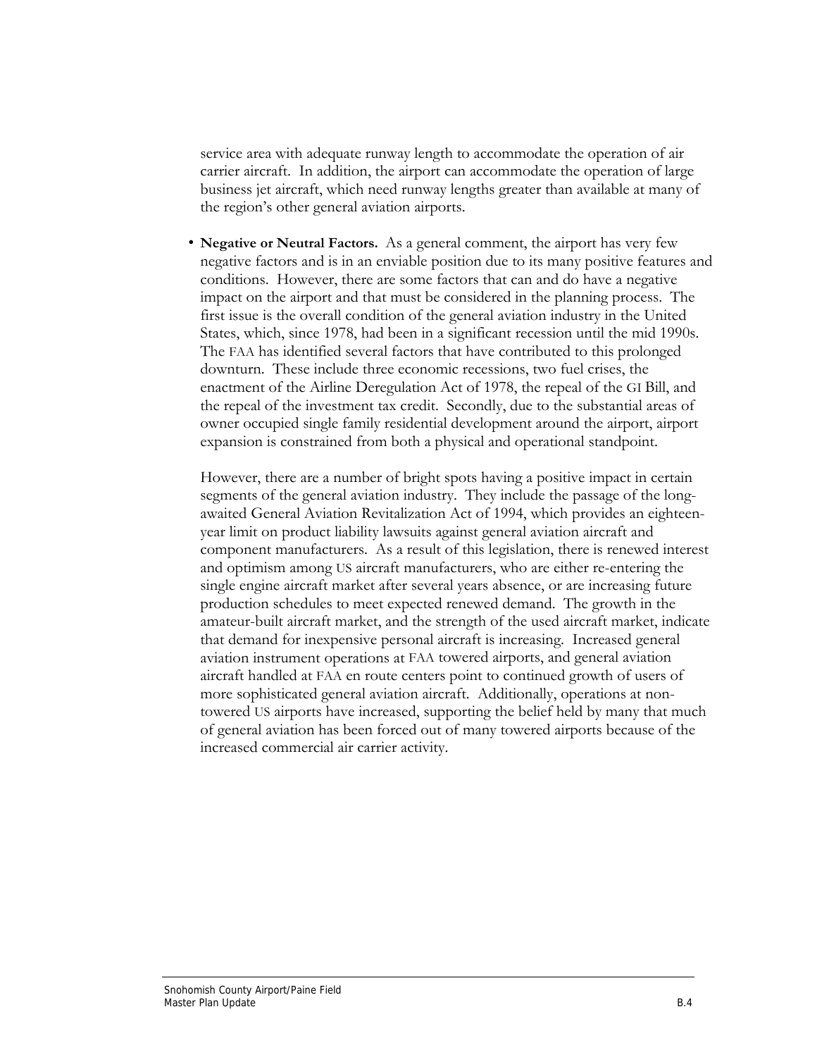service area with adequate runway length to accommodate the operation of air carrier aircraft. In addition, the airport can accommodate the operation of large business jet aircraft, which need runway lengths greater than available at many of the region's other general aviation airports.

- **Negative or Neutral Factors.** As a general comment, the airport has very few negative factors and is in an enviable position due to its many positive features and conditions. However, there are some factors that can and do have a negative impact on the airport and that must be considered in the planning process. The first issue is the overall condition of the general aviation industry in the United States, which, since 1978, had been in a significant recession until the mid 1990s. The FAA has identified several factors that have contributed to this prolonged downturn. These include three economic recessions, two fuel crises, the enactment of the Airline Deregulation Act of 1978, the repeal of the GI Bill, and the repeal of the investment tax credit. Secondly, due to the substantial areas of owner occupied single family residential development around the airport, airport expansion is constrained from both a physical and operational standpoint.

  However, there are a number of bright spots having a positive impact in certain segments of the general aviation industry. They include the passage of the long-awaited General Aviation Revitalization Act of 1994, which provides an eighteen-year limit on product liability lawsuits against general aviation aircraft and component manufacturers. As a result of this legislation, there is renewed interest and optimism among US aircraft manufacturers, who are either re-entering the single engine aircraft market after several years absence, or are increasing future production schedules to meet expected renewed demand. The growth in the amateur-built aircraft market, and the strength of the used aircraft market, indicate that demand for inexpensive personal aircraft is increasing. Increased general aviation instrument operations at FAA towered airports, and general aviation aircraft handled at FAA en route centers point to continued growth of users of more sophisticated general aviation aircraft. Additionally, operations at non-towered US airports have increased, supporting the belief held by many that much of general aviation has been forced out of many towered airports because of the increased commercial air carrier activity.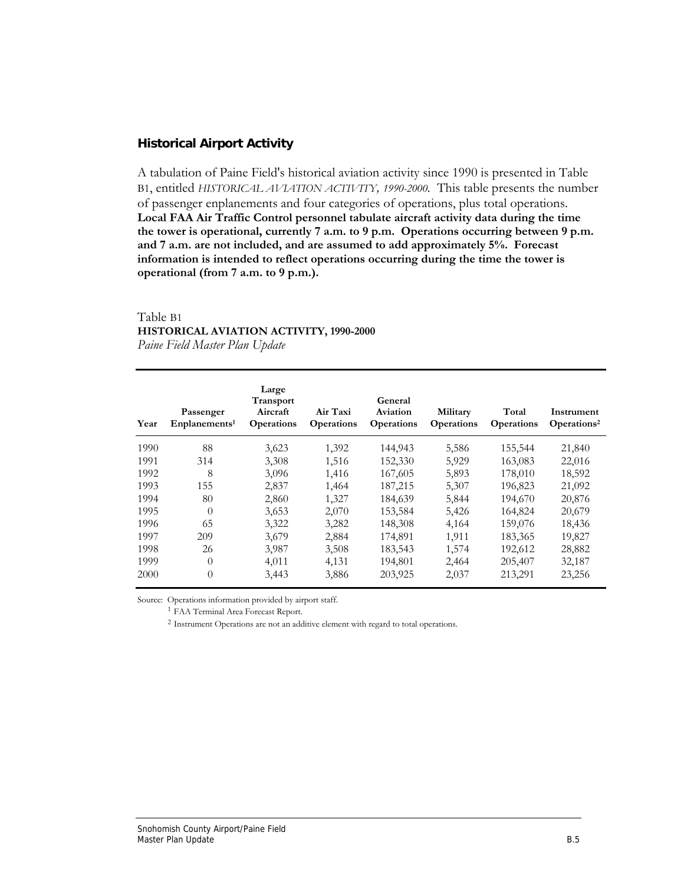### Historical Airport Activity

A tabulation of Paine Field's historical aviation activity since 1990 is presented in Table B1, entitled *HISTORICAL AVIATION ACTIVITY, 1990-2000.* This table presents the number of passenger enplanements and four categories of operations, plus total operations. **Local FAA Air Traffic Control personnel tabulate aircraft activity data during the time the tower is operational, currently 7 a.m. to 9 p.m. Operations occurring between 9 p.m. and 7 a.m. are not included, and are assumed to add approximately 5%. Forecast information is intended to reflect operations occurring during the time the tower is operational (from 7 a.m. to 9 p.m.).**

Table B1
**HISTORICAL AVIATION ACTIVITY, 1990-2000**
*Paine Field Master Plan Update*

| Year | Passenger Enplanements[1] | Large Transport Aircraft Operations | Air Taxi Operations | General Aviation Operations | Military Operations | Total Operations | Instrument Operations[2] |
|---|---|---|---|---|---|---|---|
| 1990 | 88 | 3,623 | 1,392 | 144,943 | 5,586 | 155,544 | 21,840 |
| 1991 | 314 | 3,308 | 1,516 | 152,330 | 5,929 | 163,083 | 22,016 |
| 1992 | 8 | 3,096 | 1,416 | 167,605 | 5,893 | 178,010 | 18,592 |
| 1993 | 155 | 2,837 | 1,464 | 187,215 | 5,307 | 196,823 | 21,092 |
| 1994 | 80 | 2,860 | 1,327 | 184,639 | 5,844 | 194,670 | 20,876 |
| 1995 | 0 | 3,653 | 2,070 | 153,584 | 5,426 | 164,824 | 20,679 |
| 1996 | 65 | 3,322 | 3,282 | 148,308 | 4,164 | 159,076 | 18,436 |
| 1997 | 209 | 3,679 | 2,884 | 174,891 | 1,911 | 183,365 | 19,827 |
| 1998 | 26 | 3,987 | 3,508 | 183,543 | 1,574 | 192,612 | 28,882 |
| 1999 | 0 | 4,011 | 4,131 | 194,801 | 2,464 | 205,407 | 32,187 |
| 2000 | 0 | 3,443 | 3,886 | 203,925 | 2,037 | 213,291 | 23,256 |

Source: Operations information provided by airport staff.

[1] FAA Terminal Area Forecast Report.

[2] Instrument Operations are not an additive element with regard to total operations.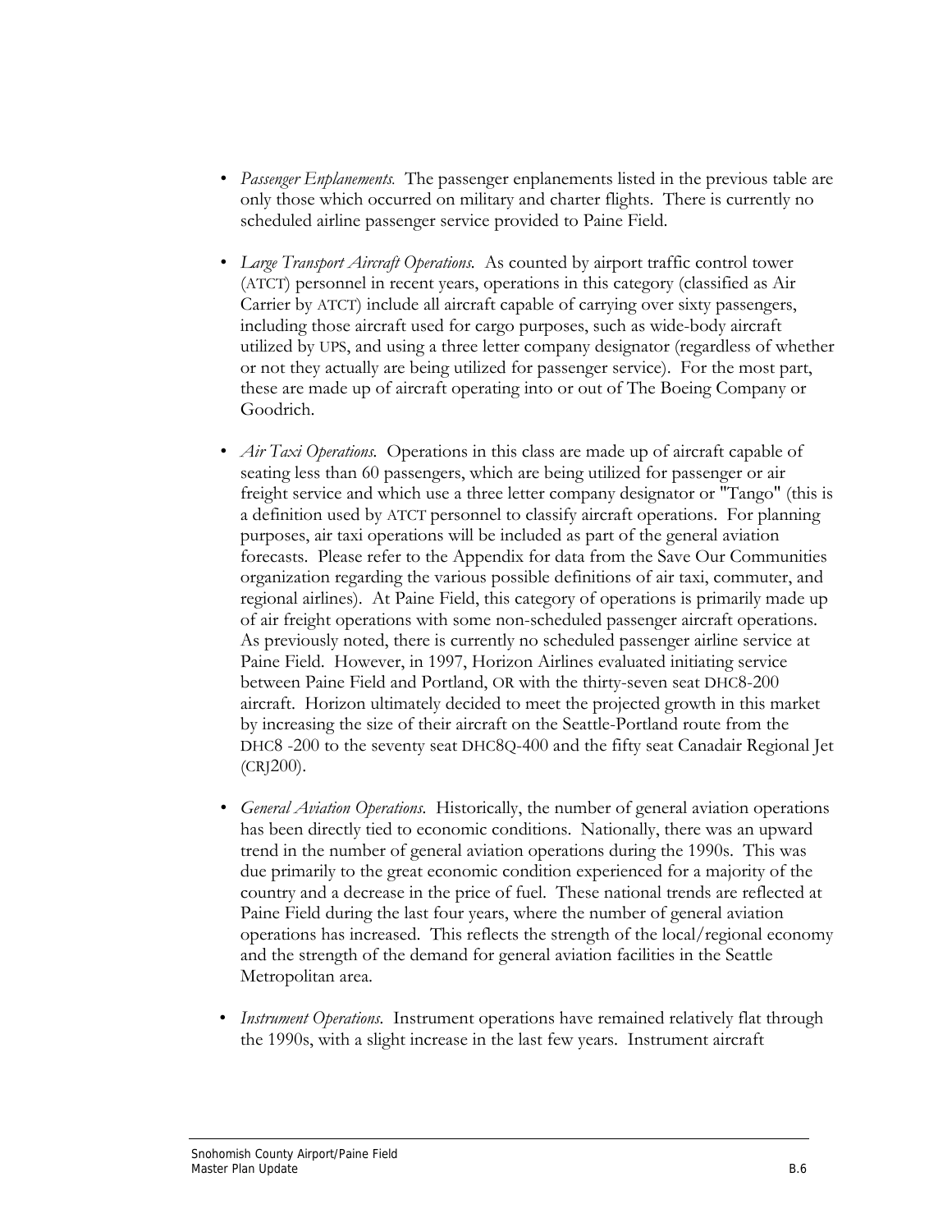- *Passenger Enplanements.* The passenger enplanements listed in the previous table are only those which occurred on military and charter flights. There is currently no scheduled airline passenger service provided to Paine Field.

- *Large Transport Aircraft Operations.* As counted by airport traffic control tower (ATCT) personnel in recent years, operations in this category (classified as Air Carrier by ATCT) include all aircraft capable of carrying over sixty passengers, including those aircraft used for cargo purposes, such as wide-body aircraft utilized by UPS, and using a three letter company designator (regardless of whether or not they actually are being utilized for passenger service). For the most part, these are made up of aircraft operating into or out of The Boeing Company or Goodrich.

- *Air Taxi Operations.* Operations in this class are made up of aircraft capable of seating less than 60 passengers, which are being utilized for passenger or air freight service and which use a three letter company designator or "Tango" (this is a definition used by ATCT personnel to classify aircraft operations. For planning purposes, air taxi operations will be included as part of the general aviation forecasts. Please refer to the Appendix for data from the Save Our Communities organization regarding the various possible definitions of air taxi, commuter, and regional airlines). At Paine Field, this category of operations is primarily made up of air freight operations with some non-scheduled passenger aircraft operations. As previously noted, there is currently no scheduled passenger airline service at Paine Field. However, in 1997, Horizon Airlines evaluated initiating service between Paine Field and Portland, OR with the thirty-seven seat DHC8-200 aircraft. Horizon ultimately decided to meet the projected growth in this market by increasing the size of their aircraft on the Seattle-Portland route from the DHC8 -200 to the seventy seat DHC8Q-400 and the fifty seat Canadair Regional Jet (CRJ200).

- *General Aviation Operations.* Historically, the number of general aviation operations has been directly tied to economic conditions. Nationally, there was an upward trend in the number of general aviation operations during the 1990s. This was due primarily to the great economic condition experienced for a majority of the country and a decrease in the price of fuel. These national trends are reflected at Paine Field during the last four years, where the number of general aviation operations has increased. This reflects the strength of the local/regional economy and the strength of the demand for general aviation facilities in the Seattle Metropolitan area.

- *Instrument Operations.* Instrument operations have remained relatively flat through the 1990s, with a slight increase in the last few years. Instrument aircraft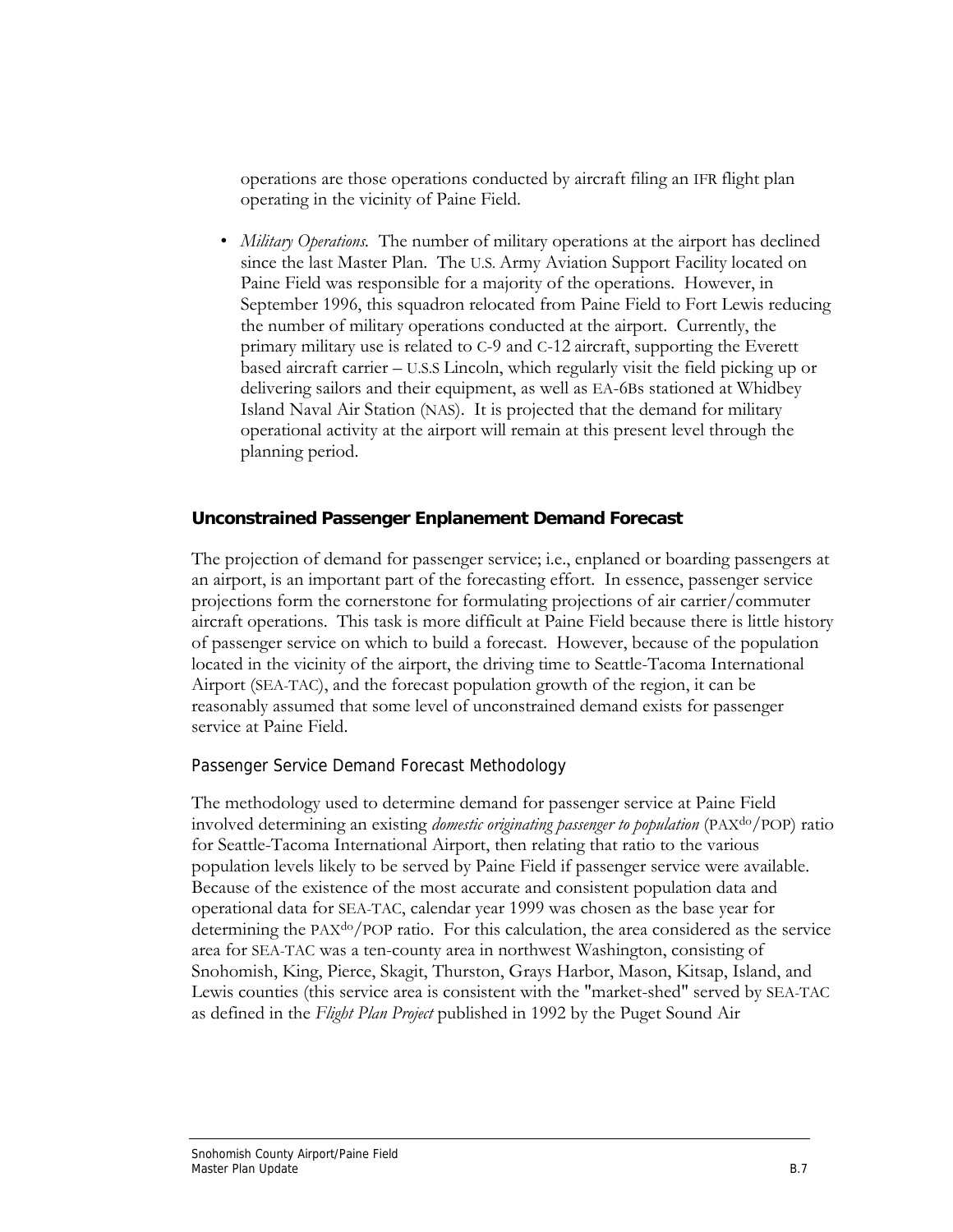operations are those operations conducted by aircraft filing an IFR flight plan operating in the vicinity of Paine Field.

- *Military Operations.* The number of military operations at the airport has declined since the last Master Plan. The U.S. Army Aviation Support Facility located on Paine Field was responsible for a majority of the operations. However, in September 1996, this squadron relocated from Paine Field to Fort Lewis reducing the number of military operations conducted at the airport. Currently, the primary military use is related to C-9 and C-12 aircraft, supporting the Everett based aircraft carrier – U.S.S Lincoln, which regularly visit the field picking up or delivering sailors and their equipment, as well as EA-6Bs stationed at Whidbey Island Naval Air Station (NAS). It is projected that the demand for military operational activity at the airport will remain at this present level through the planning period.

### Unconstrained Passenger Enplanement Demand Forecast

The projection of demand for passenger service; i.e., enplaned or boarding passengers at an airport, is an important part of the forecasting effort. In essence, passenger service projections form the cornerstone for formulating projections of air carrier/commuter aircraft operations. This task is more difficult at Paine Field because there is little history of passenger service on which to build a forecast. However, because of the population located in the vicinity of the airport, the driving time to Seattle-Tacoma International Airport (SEA-TAC), and the forecast population growth of the region, it can be reasonably assumed that some level of unconstrained demand exists for passenger service at Paine Field.

#### Passenger Service Demand Forecast Methodology

The methodology used to determine demand for passenger service at Paine Field involved determining an existing *domestic originating passenger to population* ($PAX^{do}/POP$) ratio for Seattle-Tacoma International Airport, then relating that ratio to the various population levels likely to be served by Paine Field if passenger service were available. Because of the existence of the most accurate and consistent population data and operational data for SEA-TAC, calendar year 1999 was chosen as the base year for determining the $PAX^{do}/POP$ ratio. For this calculation, the area considered as the service area for SEA-TAC was a ten-county area in northwest Washington, consisting of Snohomish, King, Pierce, Skagit, Thurston, Grays Harbor, Mason, Kitsap, Island, and Lewis counties (this service area is consistent with the "market-shed" served by SEA-TAC as defined in the *Flight Plan Project* published in 1992 by the Puget Sound Air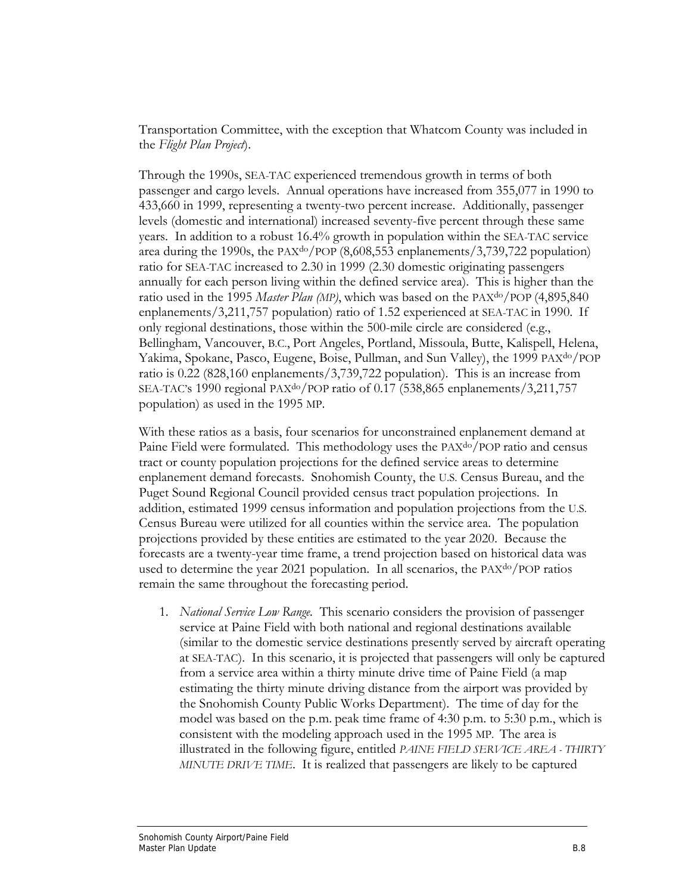Transportation Committee, with the exception that Whatcom County was included in the *Flight Plan Project*).

Through the 1990s, SEA-TAC experienced tremendous growth in terms of both passenger and cargo levels. Annual operations have increased from 355,077 in 1990 to 433,660 in 1999, representing a twenty-two percent increase. Additionally, passenger levels (domestic and international) increased seventy-five percent through these same years. In addition to a robust 16.4% growth in population within the SEA-TAC service area during the 1990s, the $PAX^{do}/POP$ (8,608,553 enplanements/3,739,722 population) ratio for SEA-TAC increased to 2.30 in 1999 (2.30 domestic originating passengers annually for each person living within the defined service area). This is higher than the ratio used in the 1995 *Master Plan (MP)*, which was based on the $PAX^{do}/POP$ (4,895,840 enplanements/3,211,757 population) ratio of 1.52 experienced at SEA-TAC in 1990. If only regional destinations, those within the 500-mile circle are considered (e.g., Bellingham, Vancouver, B.C., Port Angeles, Portland, Missoula, Butte, Kalispell, Helena, Yakima, Spokane, Pasco, Eugene, Boise, Pullman, and Sun Valley), the 1999 $PAX^{do}/POP$ ratio is 0.22 (828,160 enplanements/3,739,722 population). This is an increase from SEA-TAC's 1990 regional $PAX^{do}/POP$ ratio of 0.17 (538,865 enplanements/3,211,757 population) as used in the 1995 MP.

With these ratios as a basis, four scenarios for unconstrained enplanement demand at Paine Field were formulated. This methodology uses the $PAX^{do}/POP$ ratio and census tract or county population projections for the defined service areas to determine enplanement demand forecasts. Snohomish County, the U.S. Census Bureau, and the Puget Sound Regional Council provided census tract population projections. In addition, estimated 1999 census information and population projections from the U.S. Census Bureau were utilized for all counties within the service area. The population projections provided by these entities are estimated to the year 2020. Because the forecasts are a twenty-year time frame, a trend projection based on historical data was used to determine the year 2021 population. In all scenarios, the $PAX^{do}/POP$ ratios remain the same throughout the forecasting period.

1. *National Service Low Range.* This scenario considers the provision of passenger service at Paine Field with both national and regional destinations available (similar to the domestic service destinations presently served by aircraft operating at SEA-TAC). In this scenario, it is projected that passengers will only be captured from a service area within a thirty minute drive time of Paine Field (a map estimating the thirty minute driving distance from the airport was provided by the Snohomish County Public Works Department). The time of day for the model was based on the p.m. peak time frame of 4:30 p.m. to 5:30 p.m., which is consistent with the modeling approach used in the 1995 MP. The area is illustrated in the following figure, entitled *PAINE FIELD SERVICE AREA - THIRTY MINUTE DRIVE TIME*. It is realized that passengers are likely to be captured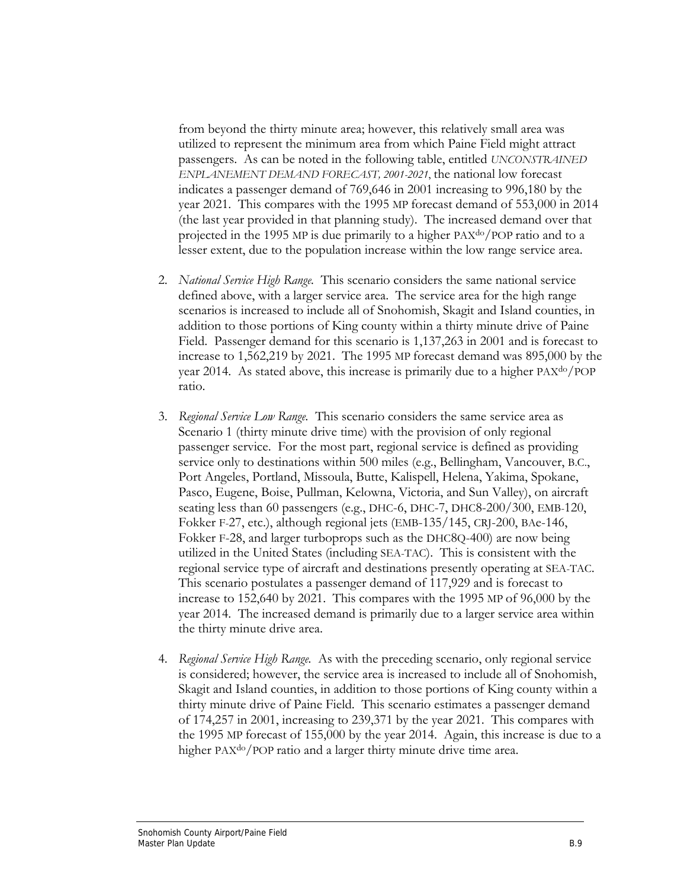from beyond the thirty minute area; however, this relatively small area was utilized to represent the minimum area from which Paine Field might attract passengers. As can be noted in the following table, entitled *UNCONSTRAINED ENPLANEMENT DEMAND FORECAST, 2001-2021*, the national low forecast indicates a passenger demand of 769,646 in 2001 increasing to 996,180 by the year 2021. This compares with the 1995 MP forecast demand of 553,000 in 2014 (the last year provided in that planning study). The increased demand over that projected in the 1995 MP is due primarily to a higher $PAX^{do}$/POP ratio and to a lesser extent, due to the population increase within the low range service area.

2. *National Service High Range.* This scenario considers the same national service defined above, with a larger service area. The service area for the high range scenarios is increased to include all of Snohomish, Skagit and Island counties, in addition to those portions of King county within a thirty minute drive of Paine Field. Passenger demand for this scenario is 1,137,263 in 2001 and is forecast to increase to 1,562,219 by 2021. The 1995 MP forecast demand was 895,000 by the year 2014. As stated above, this increase is primarily due to a higher $PAX^{do}$/POP ratio.

3. *Regional Service Low Range.* This scenario considers the same service area as Scenario 1 (thirty minute drive time) with the provision of only regional passenger service. For the most part, regional service is defined as providing service only to destinations within 500 miles (e.g., Bellingham, Vancouver, B.C., Port Angeles, Portland, Missoula, Butte, Kalispell, Helena, Yakima, Spokane, Pasco, Eugene, Boise, Pullman, Kelowna, Victoria, and Sun Valley), on aircraft seating less than 60 passengers (e.g., DHC-6, DHC-7, DHC8-200/300, EMB-120, Fokker F-27, etc.), although regional jets (EMB-135/145, CRJ-200, BAe-146, Fokker F-28, and larger turboprops such as the DHC8Q-400) are now being utilized in the United States (including SEA-TAC). This is consistent with the regional service type of aircraft and destinations presently operating at SEA-TAC. This scenario postulates a passenger demand of 117,929 and is forecast to increase to 152,640 by 2021. This compares with the 1995 MP of 96,000 by the year 2014. The increased demand is primarily due to a larger service area within the thirty minute drive area.

4. *Regional Service High Range.* As with the preceding scenario, only regional service is considered; however, the service area is increased to include all of Snohomish, Skagit and Island counties, in addition to those portions of King county within a thirty minute drive of Paine Field. This scenario estimates a passenger demand of 174,257 in 2001, increasing to 239,371 by the year 2021. This compares with the 1995 MP forecast of 155,000 by the year 2014. Again, this increase is due to a higher $PAX^{do}$/POP ratio and a larger thirty minute drive time area.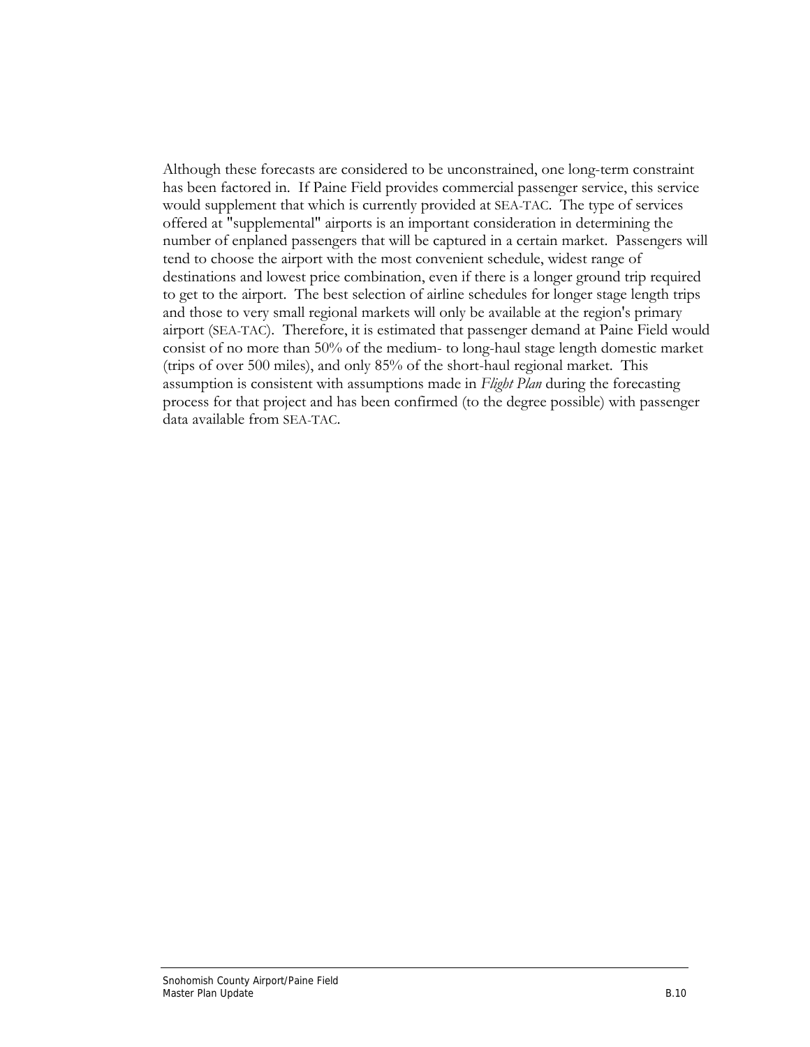Although these forecasts are considered to be unconstrained, one long-term constraint has been factored in. If Paine Field provides commercial passenger service, this service would supplement that which is currently provided at SEA-TAC. The type of services offered at "supplemental" airports is an important consideration in determining the number of enplaned passengers that will be captured in a certain market. Passengers will tend to choose the airport with the most convenient schedule, widest range of destinations and lowest price combination, even if there is a longer ground trip required to get to the airport. The best selection of airline schedules for longer stage length trips and those to very small regional markets will only be available at the region's primary airport (SEA-TAC). Therefore, it is estimated that passenger demand at Paine Field would consist of no more than 50% of the medium- to long-haul stage length domestic market (trips of over 500 miles), and only 85% of the short-haul regional market. This assumption is consistent with assumptions made in *Flight Plan* during the forecasting process for that project and has been confirmed (to the degree possible) with passenger data available from SEA-TAC.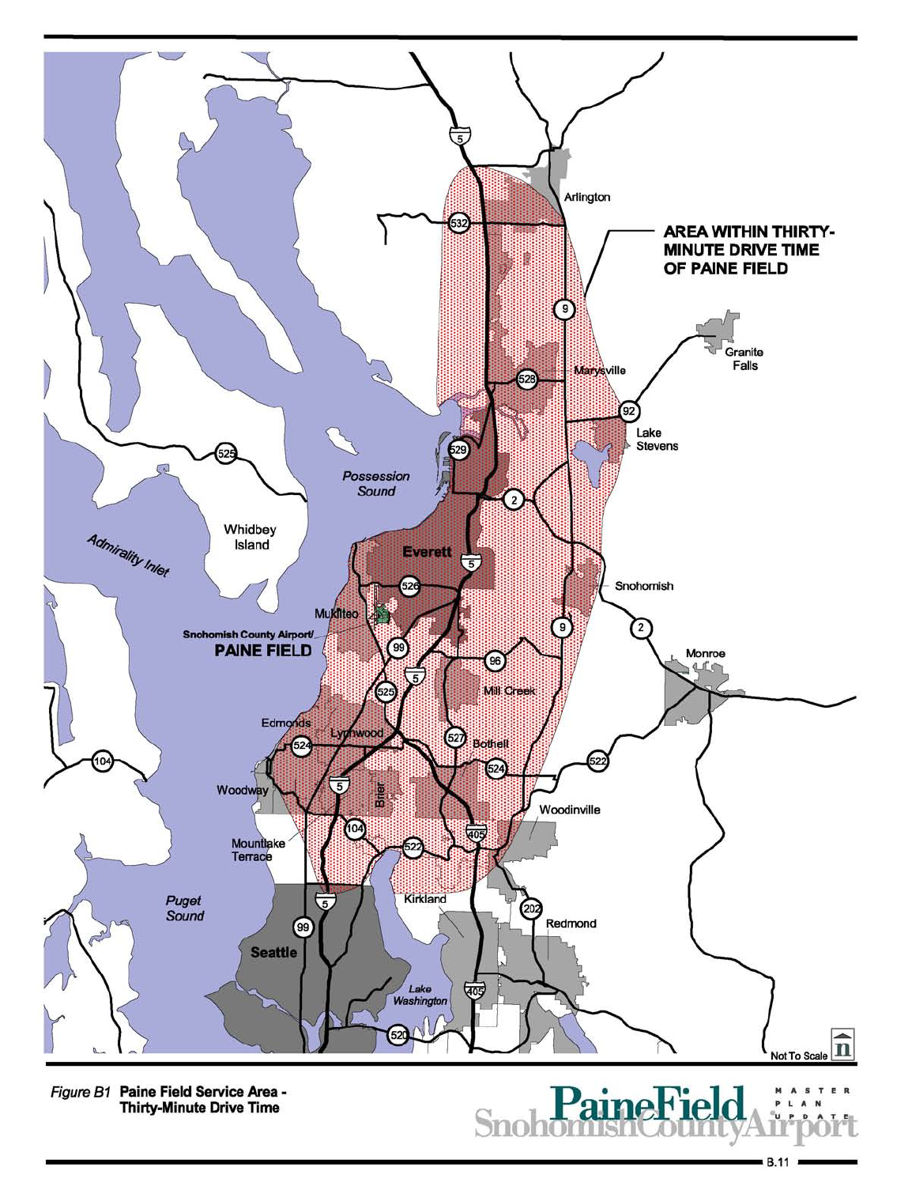*Figure B1* **Paine Field Service Area - Thirty-Minute Drive Time**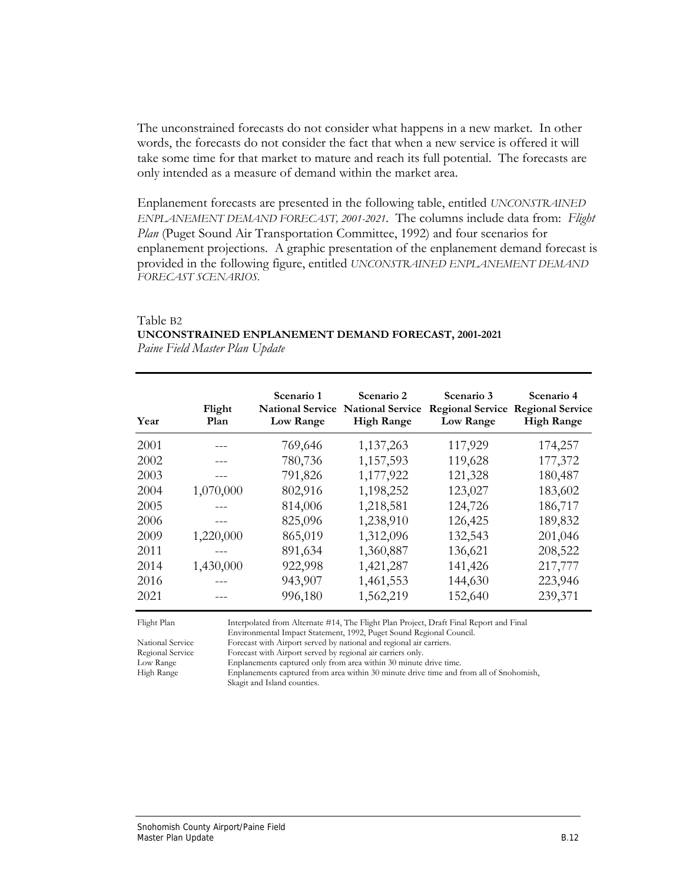The unconstrained forecasts do not consider what happens in a new market. In other words, the forecasts do not consider the fact that when a new service is offered it will take some time for that market to mature and reach its full potential. The forecasts are only intended as a measure of demand within the market area.

Enplanement forecasts are presented in the following table, entitled *UNCONSTRAINED ENPLANEMENT DEMAND FORECAST, 2001-2021*. The columns include data from: *Flight Plan* (Puget Sound Air Transportation Committee, 1992) and four scenarios for enplanement projections. A graphic presentation of the enplanement demand forecast is provided in the following figure, entitled *UNCONSTRAINED ENPLANEMENT DEMAND FORECAST SCENARIOS*.

Table B2
**UNCONSTRAINED ENPLANEMENT DEMAND FORECAST, 2001-2021**
*Paine Field Master Plan Update*

| Year | Flight Plan | Scenario 1 National Service Low Range | Scenario 2 National Service High Range | Scenario 3 Regional Service Low Range | Scenario 4 Regional Service High Range |
|---|---|---|---|---|---|
| 2001 | --- | 769,646 | 1,137,263 | 117,929 | 174,257 |
| 2002 | --- | 780,736 | 1,157,593 | 119,628 | 177,372 |
| 2003 | --- | 791,826 | 1,177,922 | 121,328 | 180,487 |
| 2004 | 1,070,000 | 802,916 | 1,198,252 | 123,027 | 183,602 |
| 2005 | --- | 814,006 | 1,218,581 | 124,726 | 186,717 |
| 2006 | --- | 825,096 | 1,238,910 | 126,425 | 189,832 |
| 2009 | 1,220,000 | 865,019 | 1,312,096 | 132,543 | 201,046 |
| 2011 | --- | 891,634 | 1,360,887 | 136,621 | 208,522 |
| 2014 | 1,430,000 | 922,998 | 1,421,287 | 141,426 | 217,777 |
| 2016 | --- | 943,907 | 1,461,553 | 144,630 | 223,946 |
| 2021 | --- | 996,180 | 1,562,219 | 152,640 | 239,371 |

Flight Plan — Interpolated from Alternate #14, The Flight Plan Project, Draft Final Report and Final Environmental Impact Statement, 1992, Puget Sound Regional Council.
National Service — Forecast with Airport served by national and regional air carriers.
Regional Service — Forecast with Airport served by regional air carriers only.
Low Range — Enplanements captured only from area within 30 minute drive time.
High Range — Enplanements captured from area within 30 minute drive time and from all of Snohomish, Skagit and Island counties.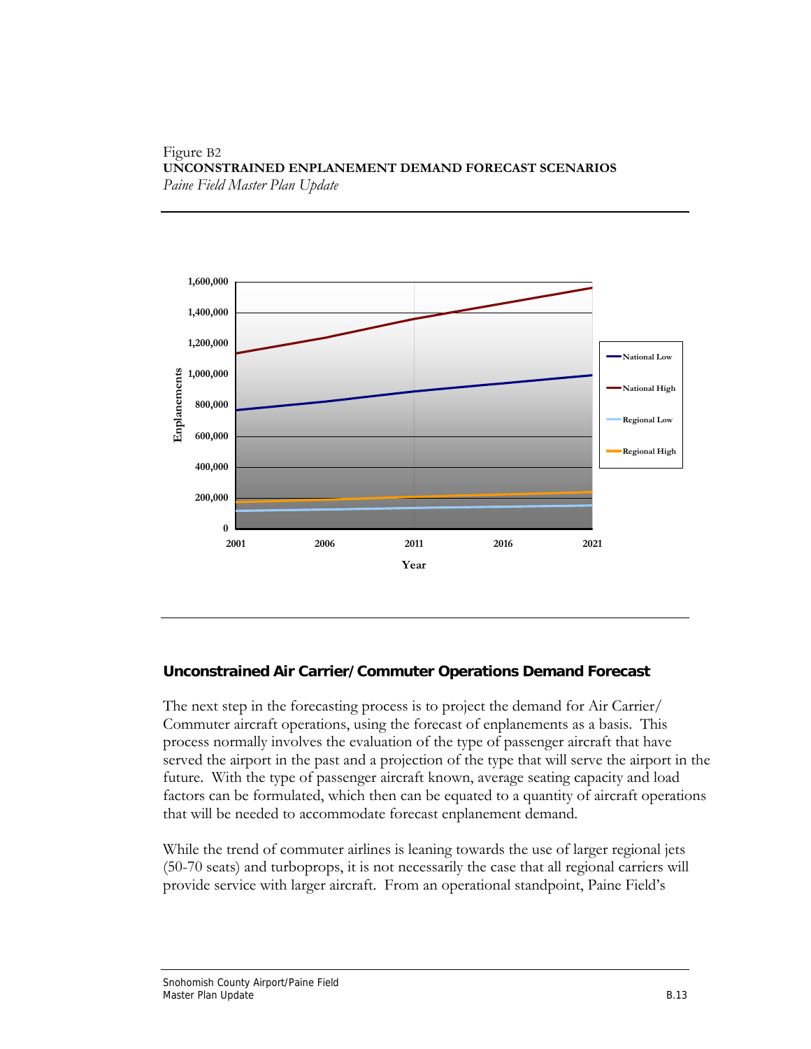Figure B2
**UNCONSTRAINED ENPLANEMENT DEMAND FORECAST SCENARIOS**
*Paine Field Master Plan Update*

## Unconstrained Air Carrier/Commuter Operations Demand Forecast

The next step in the forecasting process is to project the demand for Air Carrier/ Commuter aircraft operations, using the forecast of enplanements as a basis. This process normally involves the evaluation of the type of passenger aircraft that have served the airport in the past and a projection of the type that will serve the airport in the future. With the type of passenger aircraft known, average seating capacity and load factors can be formulated, which then can be equated to a quantity of aircraft operations that will be needed to accommodate forecast enplanement demand.

While the trend of commuter airlines is leaning towards the use of larger regional jets (50-70 seats) and turboprops, it is not necessarily the case that all regional carriers will provide service with larger aircraft. From an operational standpoint, Paine Field's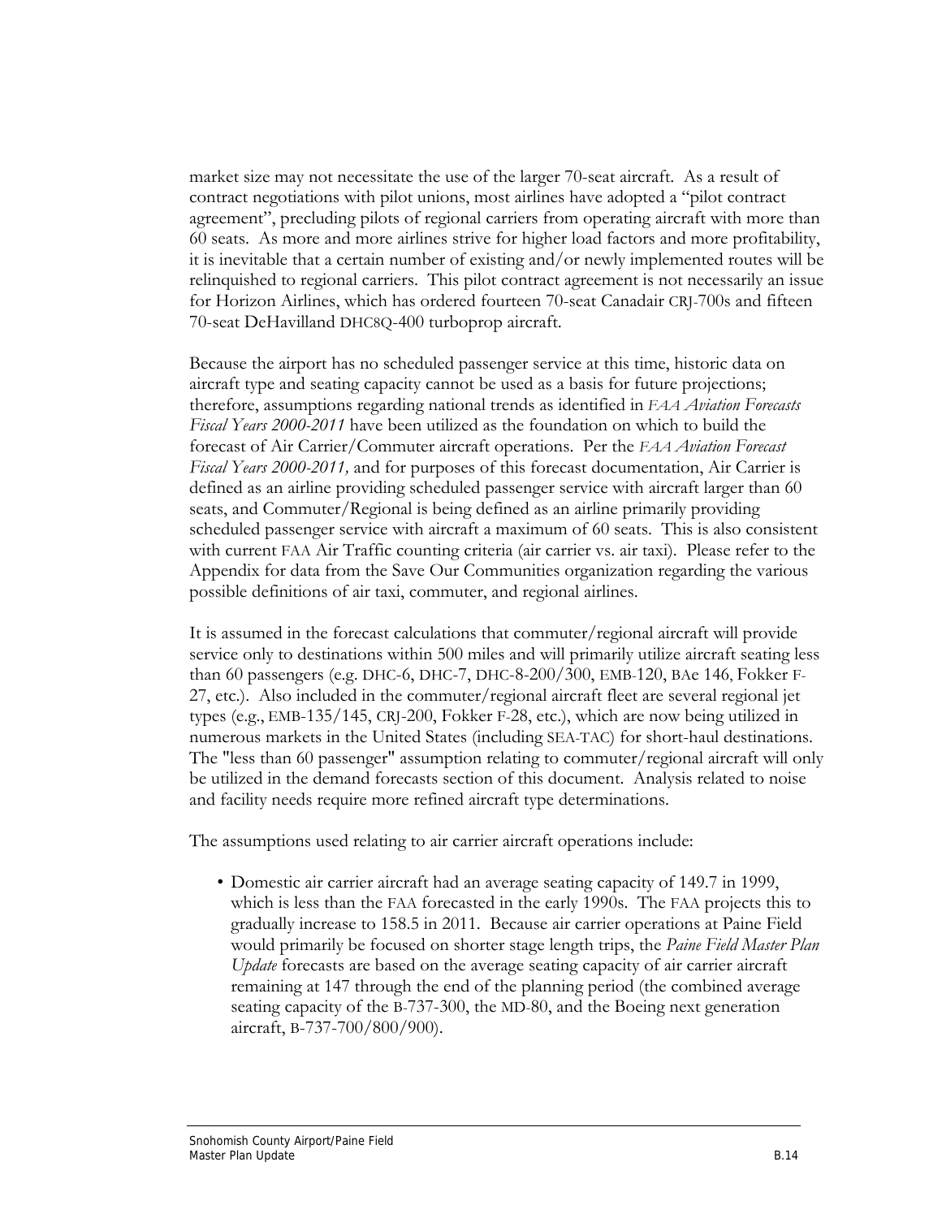market size may not necessitate the use of the larger 70-seat aircraft. As a result of contract negotiations with pilot unions, most airlines have adopted a "pilot contract agreement", precluding pilots of regional carriers from operating aircraft with more than 60 seats. As more and more airlines strive for higher load factors and more profitability, it is inevitable that a certain number of existing and/or newly implemented routes will be relinquished to regional carriers. This pilot contract agreement is not necessarily an issue for Horizon Airlines, which has ordered fourteen 70-seat Canadair CRJ-700s and fifteen 70-seat DeHavilland DHC8Q-400 turboprop aircraft.

Because the airport has no scheduled passenger service at this time, historic data on aircraft type and seating capacity cannot be used as a basis for future projections; therefore, assumptions regarding national trends as identified in *FAA Aviation Forecasts Fiscal Years 2000-2011* have been utilized as the foundation on which to build the forecast of Air Carrier/Commuter aircraft operations. Per the *FAA Aviation Forecast Fiscal Years 2000-2011,* and for purposes of this forecast documentation, Air Carrier is defined as an airline providing scheduled passenger service with aircraft larger than 60 seats, and Commuter/Regional is being defined as an airline primarily providing scheduled passenger service with aircraft a maximum of 60 seats. This is also consistent with current FAA Air Traffic counting criteria (air carrier vs. air taxi). Please refer to the Appendix for data from the Save Our Communities organization regarding the various possible definitions of air taxi, commuter, and regional airlines.

It is assumed in the forecast calculations that commuter/regional aircraft will provide service only to destinations within 500 miles and will primarily utilize aircraft seating less than 60 passengers (e.g. DHC-6, DHC-7, DHC-8-200/300, EMB-120, BAe 146, Fokker F-27, etc.). Also included in the commuter/regional aircraft fleet are several regional jet types (e.g., EMB-135/145, CRJ-200, Fokker F-28, etc.), which are now being utilized in numerous markets in the United States (including SEA-TAC) for short-haul destinations. The "less than 60 passenger" assumption relating to commuter/regional aircraft will only be utilized in the demand forecasts section of this document. Analysis related to noise and facility needs require more refined aircraft type determinations.

The assumptions used relating to air carrier aircraft operations include:

- Domestic air carrier aircraft had an average seating capacity of 149.7 in 1999, which is less than the FAA forecasted in the early 1990s. The FAA projects this to gradually increase to 158.5 in 2011. Because air carrier operations at Paine Field would primarily be focused on shorter stage length trips, the *Paine Field Master Plan Update* forecasts are based on the average seating capacity of air carrier aircraft remaining at 147 through the end of the planning period (the combined average seating capacity of the B-737-300, the MD-80, and the Boeing next generation aircraft, B-737-700/800/900).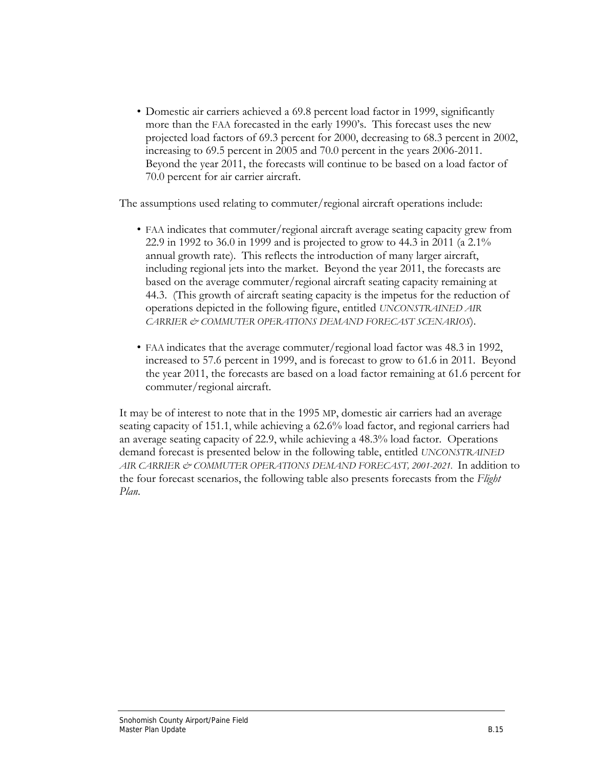- Domestic air carriers achieved a 69.8 percent load factor in 1999, significantly more than the FAA forecasted in the early 1990's. This forecast uses the new projected load factors of 69.3 percent for 2000, decreasing to 68.3 percent in 2002, increasing to 69.5 percent in 2005 and 70.0 percent in the years 2006-2011. Beyond the year 2011, the forecasts will continue to be based on a load factor of 70.0 percent for air carrier aircraft.

The assumptions used relating to commuter/regional aircraft operations include:

- FAA indicates that commuter/regional aircraft average seating capacity grew from 22.9 in 1992 to 36.0 in 1999 and is projected to grow to 44.3 in 2011 (a 2.1% annual growth rate). This reflects the introduction of many larger aircraft, including regional jets into the market. Beyond the year 2011, the forecasts are based on the average commuter/regional aircraft seating capacity remaining at 44.3. (This growth of aircraft seating capacity is the impetus for the reduction of operations depicted in the following figure, entitled *UNCONSTRAINED AIR CARRIER & COMMUTER OPERATIONS DEMAND FORECAST SCENARIOS*).

- FAA indicates that the average commuter/regional load factor was 48.3 in 1992, increased to 57.6 percent in 1999, and is forecast to grow to 61.6 in 2011. Beyond the year 2011, the forecasts are based on a load factor remaining at 61.6 percent for commuter/regional aircraft.

It may be of interest to note that in the 1995 MP, domestic air carriers had an average seating capacity of 151.1, while achieving a 62.6% load factor, and regional carriers had an average seating capacity of 22.9, while achieving a 48.3% load factor. Operations demand forecast is presented below in the following table, entitled *UNCONSTRAINED AIR CARRIER & COMMUTER OPERATIONS DEMAND FORECAST, 2001-2021.* In addition to the four forecast scenarios, the following table also presents forecasts from the *Flight Plan*.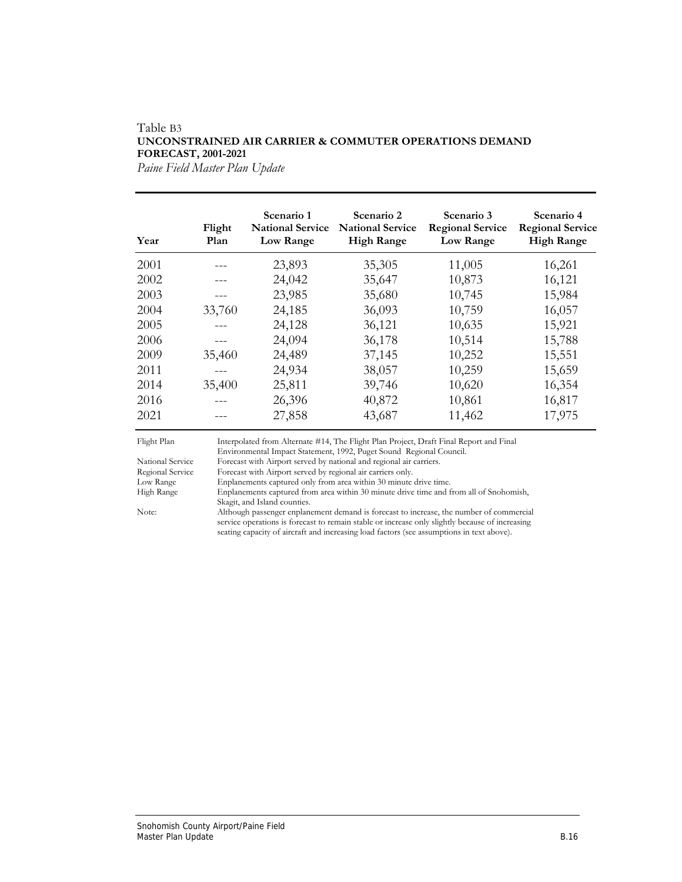Table B3
**UNCONSTRAINED AIR CARRIER & COMMUTER OPERATIONS DEMAND FORECAST, 2001-2021**
*Paine Field Master Plan Update*

| Year | Flight Plan | Scenario 1 National Service Low Range | Scenario 2 National Service High Range | Scenario 3 Regional Service Low Range | Scenario 4 Regional Service High Range |
|---|---|---|---|---|---|
| 2001 | --- | 23,893 | 35,305 | 11,005 | 16,261 |
| 2002 | --- | 24,042 | 35,647 | 10,873 | 16,121 |
| 2003 | --- | 23,985 | 35,680 | 10,745 | 15,984 |
| 2004 | 33,760 | 24,185 | 36,093 | 10,759 | 16,057 |
| 2005 | --- | 24,128 | 36,121 | 10,635 | 15,921 |
| 2006 | --- | 24,094 | 36,178 | 10,514 | 15,788 |
| 2009 | 35,460 | 24,489 | 37,145 | 10,252 | 15,551 |
| 2011 | --- | 24,934 | 38,057 | 10,259 | 15,659 |
| 2014 | 35,400 | 25,811 | 39,746 | 10,620 | 16,354 |
| 2016 | --- | 26,396 | 40,872 | 10,861 | 16,817 |
| 2021 | --- | 27,858 | 43,687 | 11,462 | 17,975 |

Flight Plan — Interpolated from Alternate #14, The Flight Plan Project, Draft Final Report and Final Environmental Impact Statement, 1992, Puget Sound Regional Council.

National Service — Forecast with Airport served by national and regional air carriers.

Regional Service — Forecast with Airport served by regional air carriers only.

Low Range — Enplanements captured only from area within 30 minute drive time.

High Range — Enplanements captured from area within 30 minute drive time and from all of Snohomish, Skagit, and Island counties.

Note: Although passenger enplanement demand is forecast to increase, the number of commercial service operations is forecast to remain stable or increase only slightly because of increasing seating capacity of aircraft and increasing load factors (see assumptions in text above).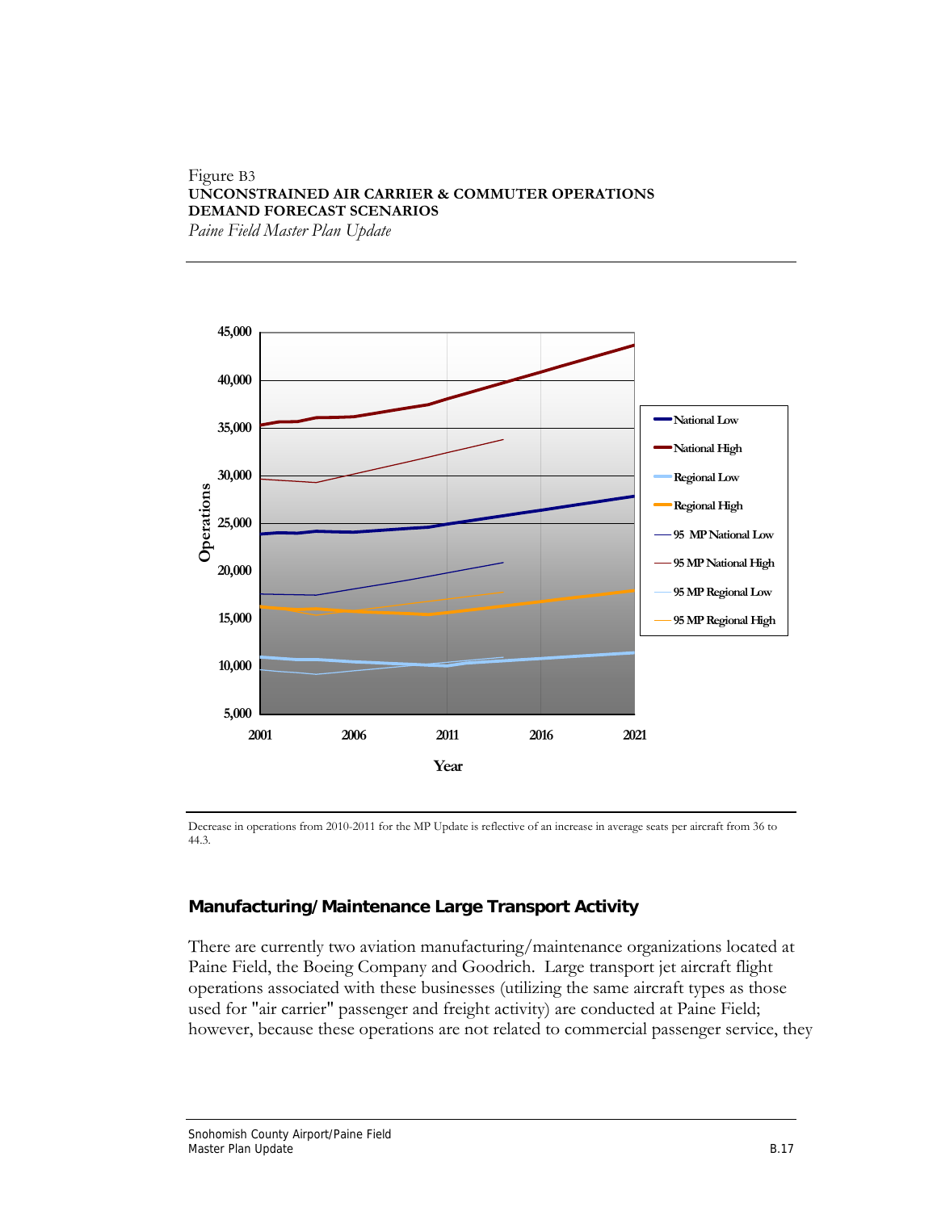Figure B3
**UNCONSTRAINED AIR CARRIER & COMMUTER OPERATIONS DEMAND FORECAST SCENARIOS**
*Paine Field Master Plan Update*

Decrease in operations from 2010-2011 for the MP Update is reflective of an increase in average seats per aircraft from 36 to 44.3.

### Manufacturing/Maintenance Large Transport Activity

There are currently two aviation manufacturing/maintenance organizations located at Paine Field, the Boeing Company and Goodrich. Large transport jet aircraft flight operations associated with these businesses (utilizing the same aircraft types as those used for "air carrier" passenger and freight activity) are conducted at Paine Field; however, because these operations are not related to commercial passenger service, they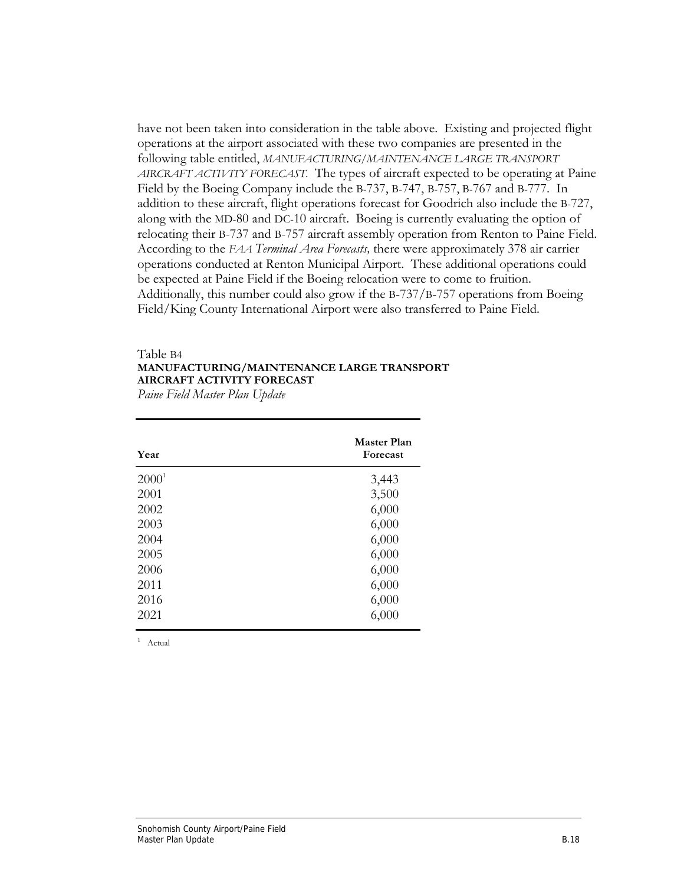have not been taken into consideration in the table above. Existing and projected flight operations at the airport associated with these two companies are presented in the following table entitled, *MANUFACTURING/MAINTENANCE LARGE TRANSPORT AIRCRAFT ACTIVITY FORECAST.* The types of aircraft expected to be operating at Paine Field by the Boeing Company include the B-737, B-747, B-757, B-767 and B-777. In addition to these aircraft, flight operations forecast for Goodrich also include the B-727, along with the MD-80 and DC-10 aircraft. Boeing is currently evaluating the option of relocating their B-737 and B-757 aircraft assembly operation from Renton to Paine Field. According to the *FAA Terminal Area Forecasts,* there were approximately 378 air carrier operations conducted at Renton Municipal Airport. These additional operations could be expected at Paine Field if the Boeing relocation were to come to fruition. Additionally, this number could also grow if the B-737/B-757 operations from Boeing Field/King County International Airport were also transferred to Paine Field.

Table B4
**MANUFACTURING/MAINTENANCE LARGE TRANSPORT AIRCRAFT ACTIVITY FORECAST**
*Paine Field Master Plan Update*

| Year | Master Plan Forecast |
|---|---|
| 2000[1] | 3,443 |
| 2001 | 3,500 |
| 2002 | 6,000 |
| 2003 | 6,000 |
| 2004 | 6,000 |
| 2005 | 6,000 |
| 2006 | 6,000 |
| 2011 | 6,000 |
| 2016 | 6,000 |
| 2021 | 6,000 |

[1] Actual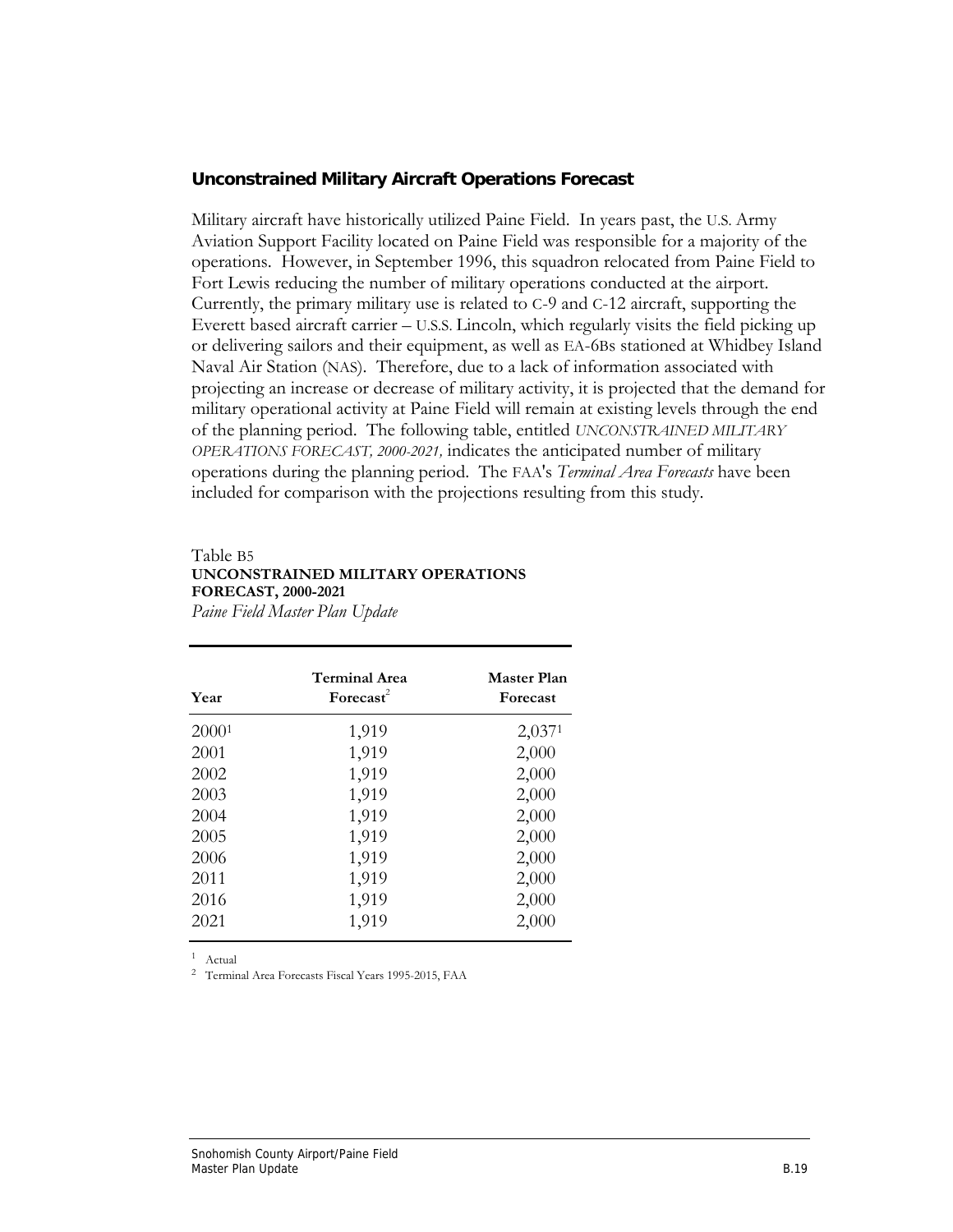### Unconstrained Military Aircraft Operations Forecast

Military aircraft have historically utilized Paine Field. In years past, the U.S. Army Aviation Support Facility located on Paine Field was responsible for a majority of the operations. However, in September 1996, this squadron relocated from Paine Field to Fort Lewis reducing the number of military operations conducted at the airport. Currently, the primary military use is related to C-9 and C-12 aircraft, supporting the Everett based aircraft carrier – U.S.S. Lincoln, which regularly visits the field picking up or delivering sailors and their equipment, as well as EA-6Bs stationed at Whidbey Island Naval Air Station (NAS). Therefore, due to a lack of information associated with projecting an increase or decrease of military activity, it is projected that the demand for military operational activity at Paine Field will remain at existing levels through the end of the planning period. The following table, entitled *UNCONSTRAINED MILITARY OPERATIONS FORECAST, 2000-2021,* indicates the anticipated number of military operations during the planning period. The FAA's *Terminal Area Forecasts* have been included for comparison with the projections resulting from this study.

Table B5
**UNCONSTRAINED MILITARY OPERATIONS FORECAST, 2000-2021**
*Paine Field Master Plan Update*

| Year | Terminal Area Forecast[2] | Master Plan Forecast |
|---|---|---|
| 2000[1] | 1,919 | 2,037[1] |
| 2001 | 1,919 | 2,000 |
| 2002 | 1,919 | 2,000 |
| 2003 | 1,919 | 2,000 |
| 2004 | 1,919 | 2,000 |
| 2005 | 1,919 | 2,000 |
| 2006 | 1,919 | 2,000 |
| 2011 | 1,919 | 2,000 |
| 2016 | 1,919 | 2,000 |
| 2021 | 1,919 | 2,000 |

[1] Actual
[2] Terminal Area Forecasts Fiscal Years 1995-2015, FAA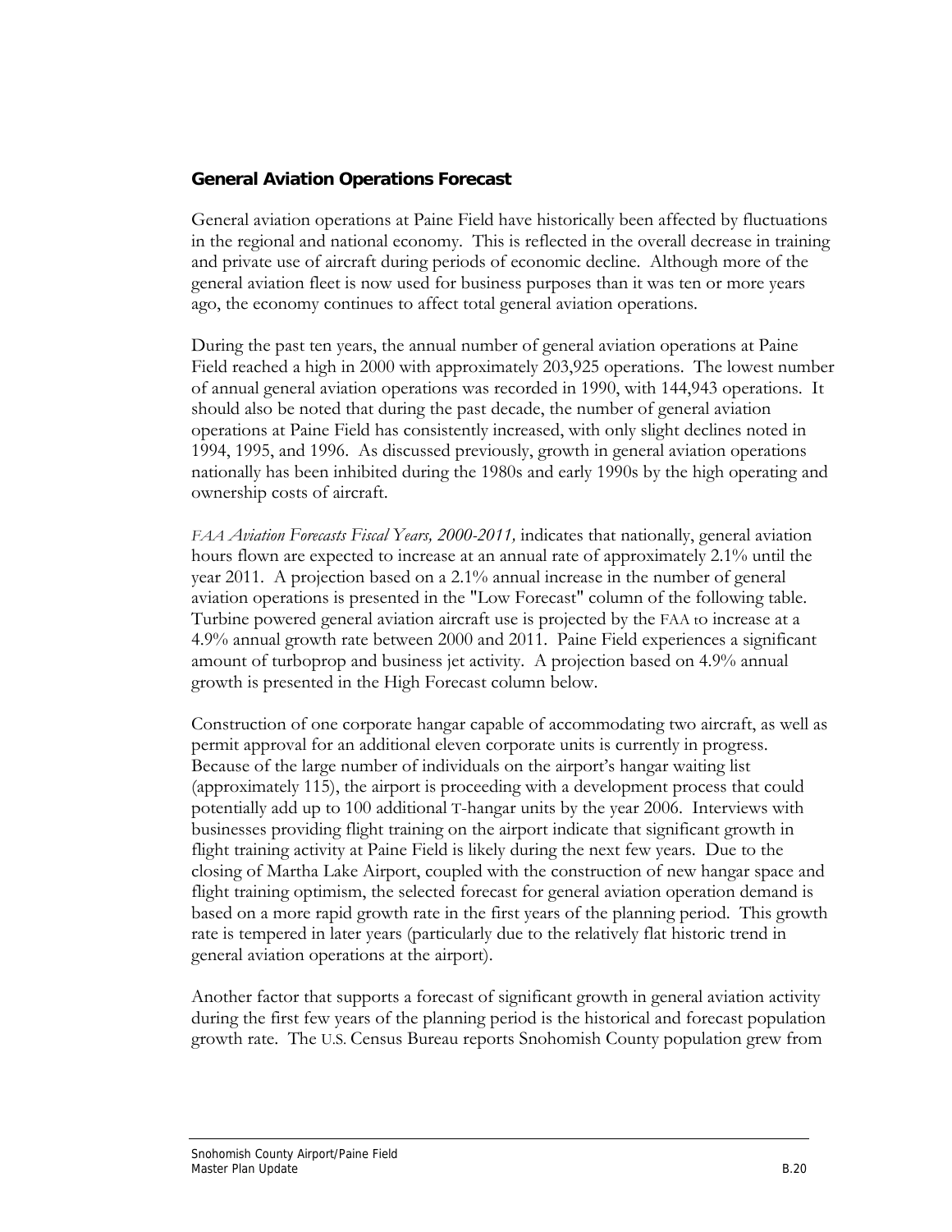### General Aviation Operations Forecast

General aviation operations at Paine Field have historically been affected by fluctuations in the regional and national economy. This is reflected in the overall decrease in training and private use of aircraft during periods of economic decline. Although more of the general aviation fleet is now used for business purposes than it was ten or more years ago, the economy continues to affect total general aviation operations.

During the past ten years, the annual number of general aviation operations at Paine Field reached a high in 2000 with approximately 203,925 operations. The lowest number of annual general aviation operations was recorded in 1990, with 144,943 operations. It should also be noted that during the past decade, the number of general aviation operations at Paine Field has consistently increased, with only slight declines noted in 1994, 1995, and 1996. As discussed previously, growth in general aviation operations nationally has been inhibited during the 1980s and early 1990s by the high operating and ownership costs of aircraft.

FAA *Aviation Forecasts Fiscal Years, 2000-2011,* indicates that nationally, general aviation hours flown are expected to increase at an annual rate of approximately 2.1% until the year 2011. A projection based on a 2.1% annual increase in the number of general aviation operations is presented in the "Low Forecast" column of the following table. Turbine powered general aviation aircraft use is projected by the FAA to increase at a 4.9% annual growth rate between 2000 and 2011. Paine Field experiences a significant amount of turboprop and business jet activity. A projection based on 4.9% annual growth is presented in the High Forecast column below.

Construction of one corporate hangar capable of accommodating two aircraft, as well as permit approval for an additional eleven corporate units is currently in progress. Because of the large number of individuals on the airport's hangar waiting list (approximately 115), the airport is proceeding with a development process that could potentially add up to 100 additional T-hangar units by the year 2006. Interviews with businesses providing flight training on the airport indicate that significant growth in flight training activity at Paine Field is likely during the next few years. Due to the closing of Martha Lake Airport, coupled with the construction of new hangar space and flight training optimism, the selected forecast for general aviation operation demand is based on a more rapid growth rate in the first years of the planning period. This growth rate is tempered in later years (particularly due to the relatively flat historic trend in general aviation operations at the airport).

Another factor that supports a forecast of significant growth in general aviation activity during the first few years of the planning period is the historical and forecast population growth rate. The U.S. Census Bureau reports Snohomish County population grew from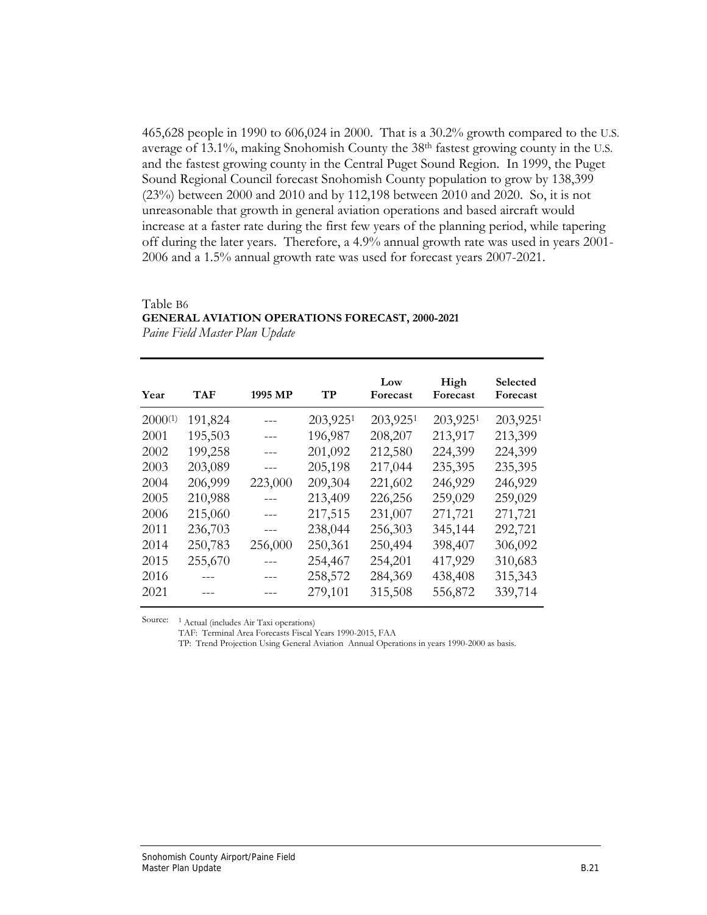465,628 people in 1990 to 606,024 in 2000. That is a 30.2% growth compared to the U.S. average of 13.1%, making Snohomish County the 38th fastest growing county in the U.S. and the fastest growing county in the Central Puget Sound Region. In 1999, the Puget Sound Regional Council forecast Snohomish County population to grow by 138,399 (23%) between 2000 and 2010 and by 112,198 between 2010 and 2020. So, it is not unreasonable that growth in general aviation operations and based aircraft would increase at a faster rate during the first few years of the planning period, while tapering off during the later years. Therefore, a 4.9% annual growth rate was used in years 2001-2006 and a 1.5% annual growth rate was used for forecast years 2007-2021.

Table B6
**GENERAL AVIATION OPERATIONS FORECAST, 2000-2021**
*Paine Field Master Plan Update*

| Year | TAF | 1995 MP | TP | Low Forecast | High Forecast | Selected Forecast |
|---|---|---|---|---|---|---|
| 2000(1) | 191,824 | --- | 203,925[1] | 203,925[1] | 203,925[1] | 203,925[1] |
| 2001 | 195,503 | --- | 196,987 | 208,207 | 213,917 | 213,399 |
| 2002 | 199,258 | --- | 201,092 | 212,580 | 224,399 | 224,399 |
| 2003 | 203,089 | --- | 205,198 | 217,044 | 235,395 | 235,395 |
| 2004 | 206,999 | 223,000 | 209,304 | 221,602 | 246,929 | 246,929 |
| 2005 | 210,988 | --- | 213,409 | 226,256 | 259,029 | 259,029 |
| 2006 | 215,060 | --- | 217,515 | 231,007 | 271,721 | 271,721 |
| 2011 | 236,703 | --- | 238,044 | 256,303 | 345,144 | 292,721 |
| 2014 | 250,783 | 256,000 | 250,361 | 250,494 | 398,407 | 306,092 |
| 2015 | 255,670 | --- | 254,467 | 254,201 | 417,929 | 310,683 |
| 2016 | --- | --- | 258,572 | 284,369 | 438,408 | 315,343 |
| 2021 | --- | --- | 279,101 | 315,508 | 556,872 | 339,714 |

Source: [1] Actual (includes Air Taxi operations)
TAF: Terminal Area Forecasts Fiscal Years 1990-2015, FAA
TP: Trend Projection Using General Aviation Annual Operations in years 1990-2000 as basis.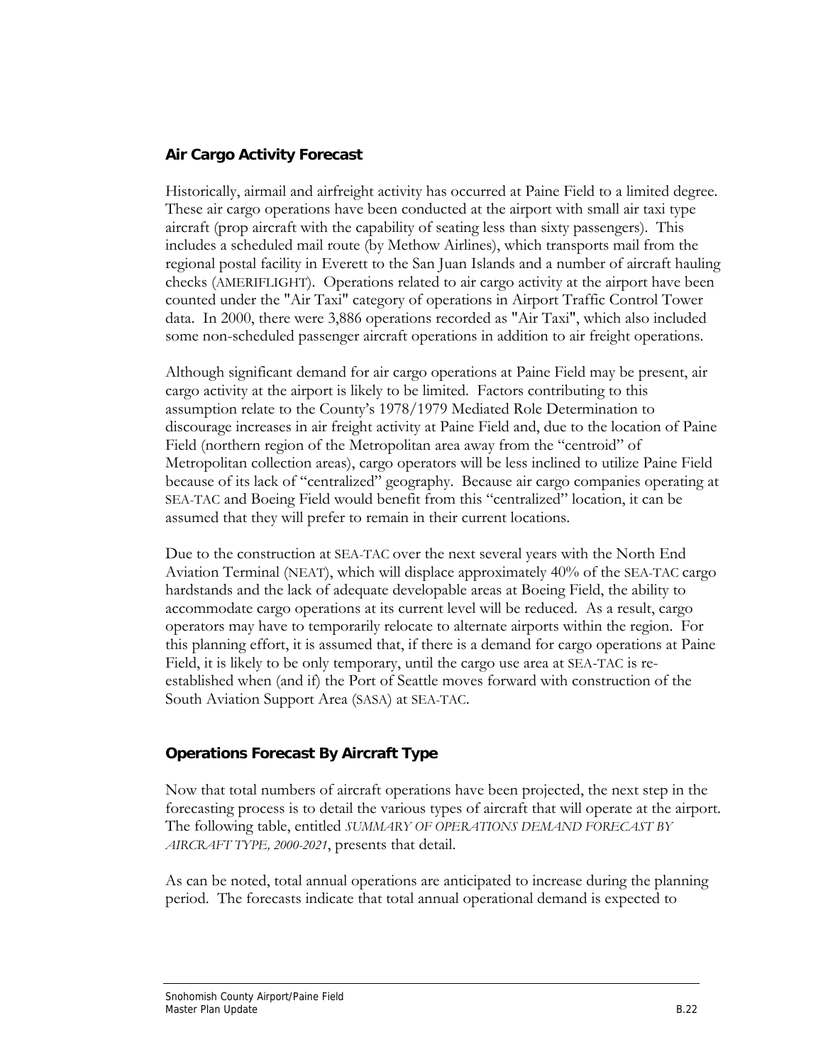### Air Cargo Activity Forecast

Historically, airmail and airfreight activity has occurred at Paine Field to a limited degree. These air cargo operations have been conducted at the airport with small air taxi type aircraft (prop aircraft with the capability of seating less than sixty passengers). This includes a scheduled mail route (by Methow Airlines), which transports mail from the regional postal facility in Everett to the San Juan Islands and a number of aircraft hauling checks (AMERIFLIGHT). Operations related to air cargo activity at the airport have been counted under the "Air Taxi" category of operations in Airport Traffic Control Tower data. In 2000, there were 3,886 operations recorded as "Air Taxi", which also included some non-scheduled passenger aircraft operations in addition to air freight operations.

Although significant demand for air cargo operations at Paine Field may be present, air cargo activity at the airport is likely to be limited. Factors contributing to this assumption relate to the County's 1978/1979 Mediated Role Determination to discourage increases in air freight activity at Paine Field and, due to the location of Paine Field (northern region of the Metropolitan area away from the "centroid" of Metropolitan collection areas), cargo operators will be less inclined to utilize Paine Field because of its lack of "centralized" geography. Because air cargo companies operating at SEA-TAC and Boeing Field would benefit from this "centralized" location, it can be assumed that they will prefer to remain in their current locations.

Due to the construction at SEA-TAC over the next several years with the North End Aviation Terminal (NEAT), which will displace approximately 40% of the SEA-TAC cargo hardstands and the lack of adequate developable areas at Boeing Field, the ability to accommodate cargo operations at its current level will be reduced. As a result, cargo operators may have to temporarily relocate to alternate airports within the region. For this planning effort, it is assumed that, if there is a demand for cargo operations at Paine Field, it is likely to be only temporary, until the cargo use area at SEA-TAC is re-established when (and if) the Port of Seattle moves forward with construction of the South Aviation Support Area (SASA) at SEA-TAC.

### Operations Forecast By Aircraft Type

Now that total numbers of aircraft operations have been projected, the next step in the forecasting process is to detail the various types of aircraft that will operate at the airport. The following table, entitled *SUMMARY OF OPERATIONS DEMAND FORECAST BY AIRCRAFT TYPE, 2000-2021*, presents that detail.

As can be noted, total annual operations are anticipated to increase during the planning period. The forecasts indicate that total annual operational demand is expected to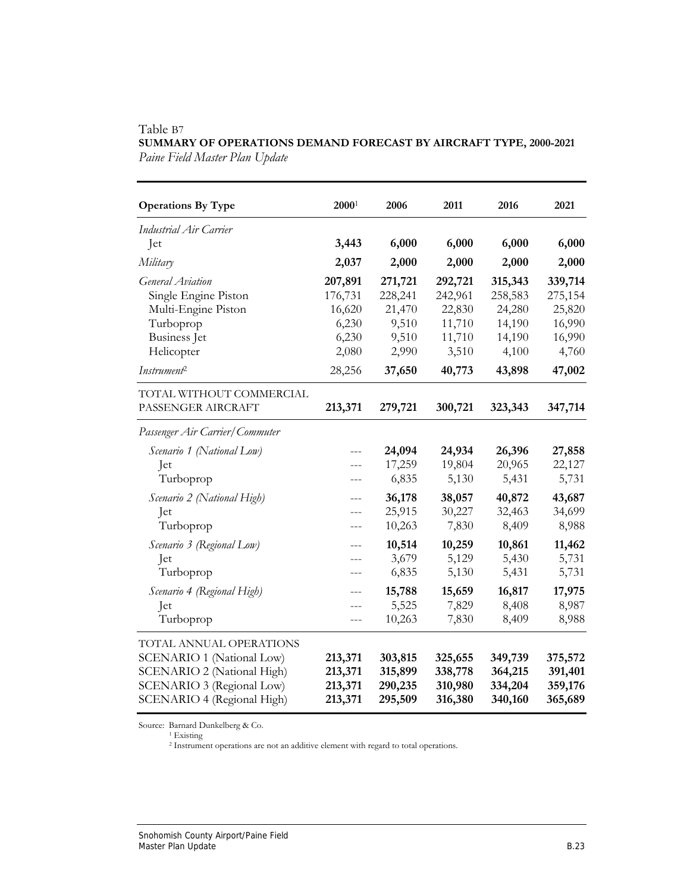Table B7

**SUMMARY OF OPERATIONS DEMAND FORECAST BY AIRCRAFT TYPE, 2000-2021**

*Paine Field Master Plan Update*

| Operations By Type | 2000[1] | 2006 | 2011 | 2016 | 2021 |
|---|---|---|---|---|---|
| *Industrial Air Carrier* | | | | | |
| Jet | **3,443** | **6,000** | **6,000** | **6,000** | **6,000** |
| *Military* | **2,037** | **2,000** | **2,000** | **2,000** | **2,000** |
| *General Aviation* | **207,891** | **271,721** | **292,721** | **315,343** | **339,714** |
| Single Engine Piston | 176,731 | 228,241 | 242,961 | 258,583 | 275,154 |
| Multi-Engine Piston | 16,620 | 21,470 | 22,830 | 24,280 | 25,820 |
| Turboprop | 6,230 | 9,510 | 11,710 | 14,190 | 16,990 |
| Business Jet | 6,230 | 9,510 | 11,710 | 14,190 | 16,990 |
| Helicopter | 2,080 | 2,990 | 3,510 | 4,100 | 4,760 |
| *Instrument*[2] | 28,256 | **37,650** | **40,773** | **43,898** | **47,002** |
| TOTAL WITHOUT COMMERCIAL PASSENGER AIRCRAFT | **213,371** | **279,721** | **300,721** | **323,343** | **347,714** |
| *Passenger Air Carrier/Commuter* | | | | | |
| *Scenario 1 (National Low)* | --- | **24,094** | **24,934** | **26,396** | **27,858** |
| Jet | --- | 17,259 | 19,804 | 20,965 | 22,127 |
| Turboprop | --- | 6,835 | 5,130 | 5,431 | 5,731 |
| *Scenario 2 (National High)* | --- | **36,178** | **38,057** | **40,872** | **43,687** |
| Jet | --- | 25,915 | 30,227 | 32,463 | 34,699 |
| Turboprop | --- | 10,263 | 7,830 | 8,409 | 8,988 |
| *Scenario 3 (Regional Low)* | --- | **10,514** | **10,259** | **10,861** | **11,462** |
| Jet | --- | 3,679 | 5,129 | 5,430 | 5,731 |
| Turboprop | --- | 6,835 | 5,130 | 5,431 | 5,731 |
| *Scenario 4 (Regional High)* | --- | **15,788** | **15,659** | **16,817** | **17,975** |
| Jet | --- | 5,525 | 7,829 | 8,408 | 8,987 |
| Turboprop | --- | 10,263 | 7,830 | 8,409 | 8,988 |
| TOTAL ANNUAL OPERATIONS | | | | | |
| SCENARIO 1 (National Low) | **213,371** | **303,815** | **325,655** | **349,739** | **375,572** |
| SCENARIO 2 (National High) | **213,371** | **315,899** | **338,778** | **364,215** | **391,401** |
| SCENARIO 3 (Regional Low) | **213,371** | **290,235** | **310,980** | **334,204** | **359,176** |
| SCENARIO 4 (Regional High) | **213,371** | **295,509** | **316,380** | **340,160** | **365,689** |

Source: Barnard Dunkelberg & Co.

[1] Existing

[2] Instrument operations are not an additive element with regard to total operations.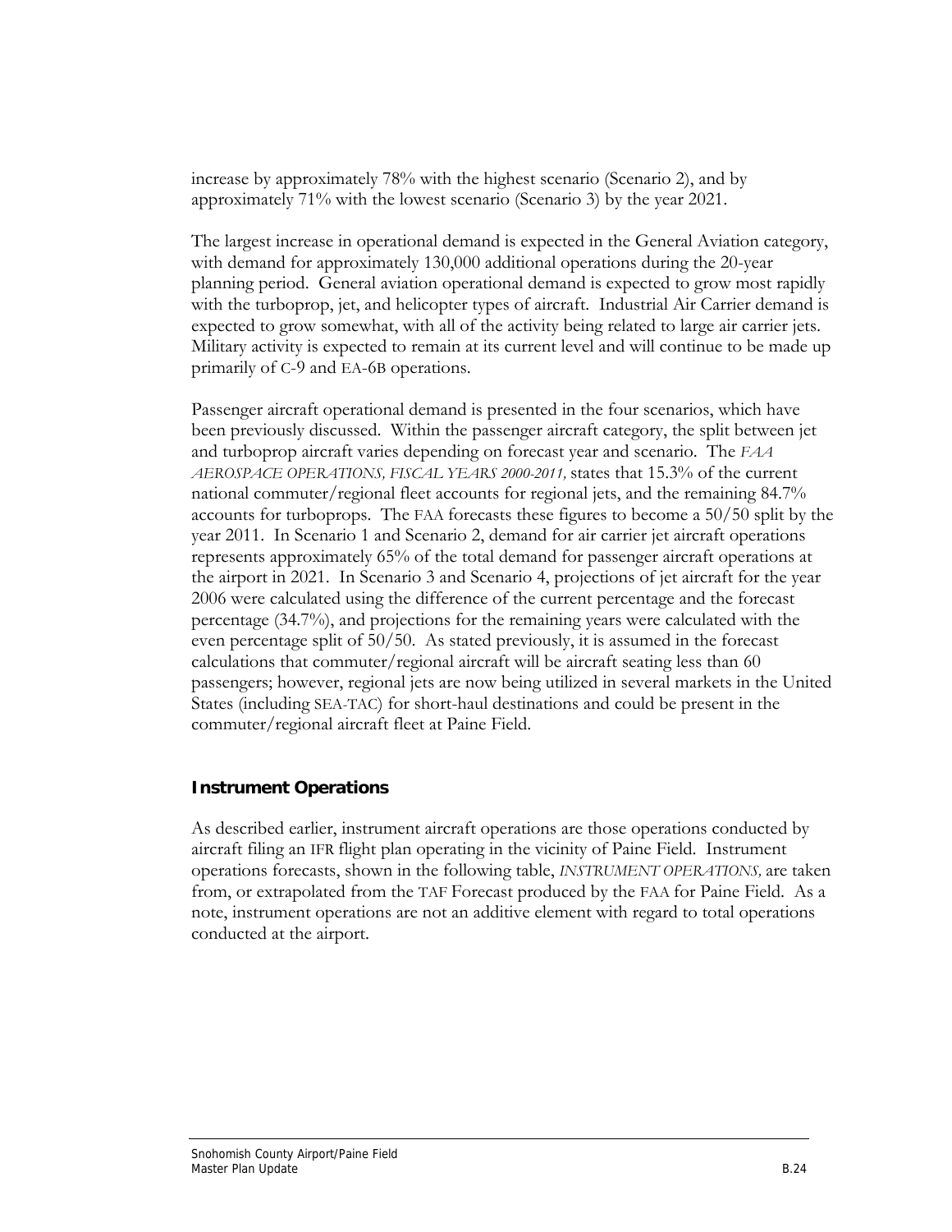increase by approximately 78% with the highest scenario (Scenario 2), and by approximately 71% with the lowest scenario (Scenario 3) by the year 2021.

The largest increase in operational demand is expected in the General Aviation category, with demand for approximately 130,000 additional operations during the 20-year planning period. General aviation operational demand is expected to grow most rapidly with the turboprop, jet, and helicopter types of aircraft. Industrial Air Carrier demand is expected to grow somewhat, with all of the activity being related to large air carrier jets. Military activity is expected to remain at its current level and will continue to be made up primarily of C-9 and EA-6B operations.

Passenger aircraft operational demand is presented in the four scenarios, which have been previously discussed. Within the passenger aircraft category, the split between jet and turboprop aircraft varies depending on forecast year and scenario. The *FAA AEROSPACE OPERATIONS, FISCAL YEARS 2000-2011,* states that 15.3% of the current national commuter/regional fleet accounts for regional jets, and the remaining 84.7% accounts for turboprops. The FAA forecasts these figures to become a 50/50 split by the year 2011. In Scenario 1 and Scenario 2, demand for air carrier jet aircraft operations represents approximately 65% of the total demand for passenger aircraft operations at the airport in 2021. In Scenario 3 and Scenario 4, projections of jet aircraft for the year 2006 were calculated using the difference of the current percentage and the forecast percentage (34.7%), and projections for the remaining years were calculated with the even percentage split of 50/50. As stated previously, it is assumed in the forecast calculations that commuter/regional aircraft will be aircraft seating less than 60 passengers; however, regional jets are now being utilized in several markets in the United States (including SEA-TAC) for short-haul destinations and could be present in the commuter/regional aircraft fleet at Paine Field.

### Instrument Operations

As described earlier, instrument aircraft operations are those operations conducted by aircraft filing an IFR flight plan operating in the vicinity of Paine Field. Instrument operations forecasts, shown in the following table, *INSTRUMENT OPERATIONS,* are taken from, or extrapolated from the TAF Forecast produced by the FAA for Paine Field. As a note, instrument operations are not an additive element with regard to total operations conducted at the airport.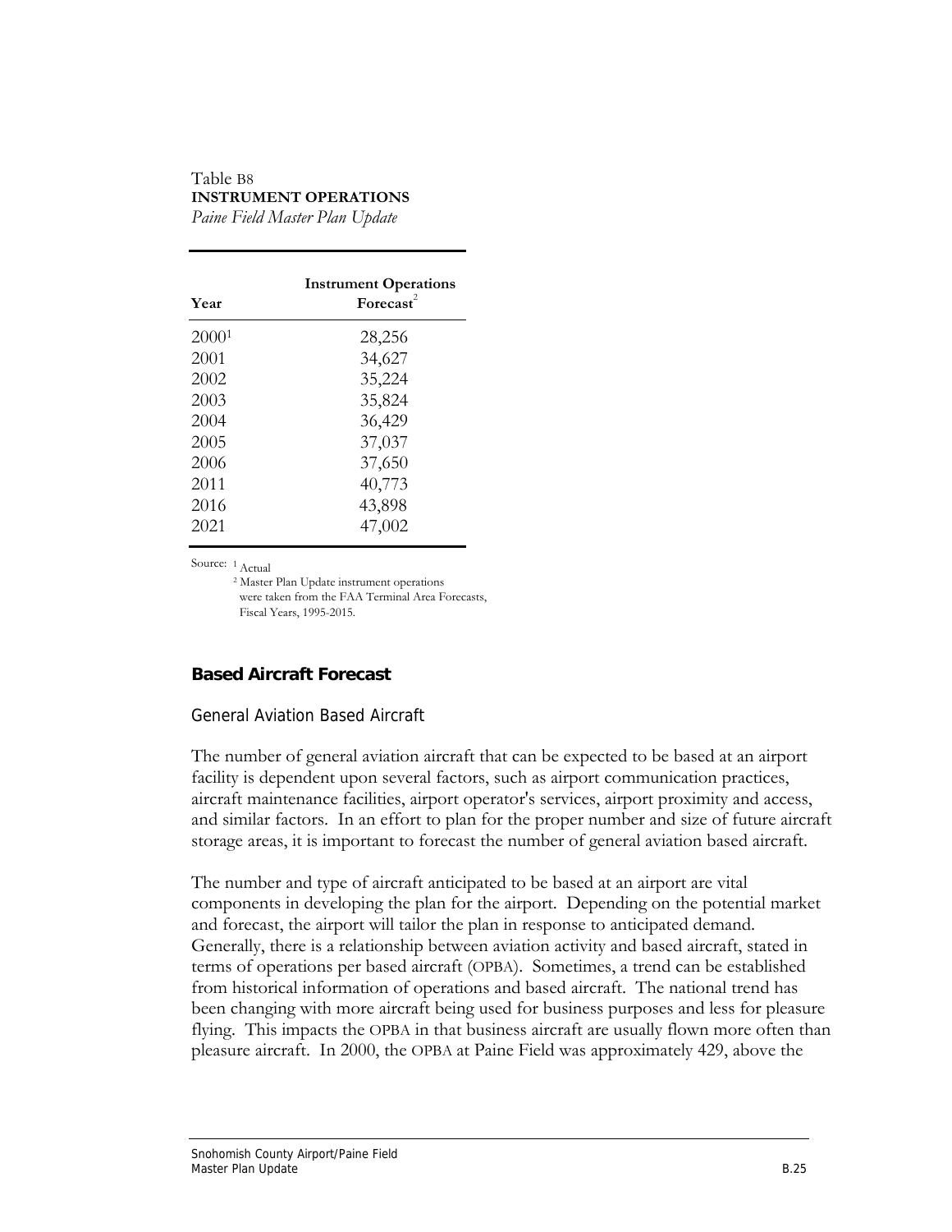Table B8
**INSTRUMENT OPERATIONS**
*Paine Field Master Plan Update*

| Year | Instrument Operations Forecast[2] |
|---|---|
| 2000[1] | 28,256 |
| 2001 | 34,627 |
| 2002 | 35,224 |
| 2003 | 35,824 |
| 2004 | 36,429 |
| 2005 | 37,037 |
| 2006 | 37,650 |
| 2011 | 40,773 |
| 2016 | 43,898 |
| 2021 | 47,002 |

Source: [1] Actual
[2] Master Plan Update instrument operations were taken from the FAA Terminal Area Forecasts, Fiscal Years, 1995-2015.

### Based Aircraft Forecast

#### General Aviation Based Aircraft

The number of general aviation aircraft that can be expected to be based at an airport facility is dependent upon several factors, such as airport communication practices, aircraft maintenance facilities, airport operator's services, airport proximity and access, and similar factors. In an effort to plan for the proper number and size of future aircraft storage areas, it is important to forecast the number of general aviation based aircraft.

The number and type of aircraft anticipated to be based at an airport are vital components in developing the plan for the airport. Depending on the potential market and forecast, the airport will tailor the plan in response to anticipated demand. Generally, there is a relationship between aviation activity and based aircraft, stated in terms of operations per based aircraft (OPBA). Sometimes, a trend can be established from historical information of operations and based aircraft. The national trend has been changing with more aircraft being used for business purposes and less for pleasure flying. This impacts the OPBA in that business aircraft are usually flown more often than pleasure aircraft. In 2000, the OPBA at Paine Field was approximately 429, above the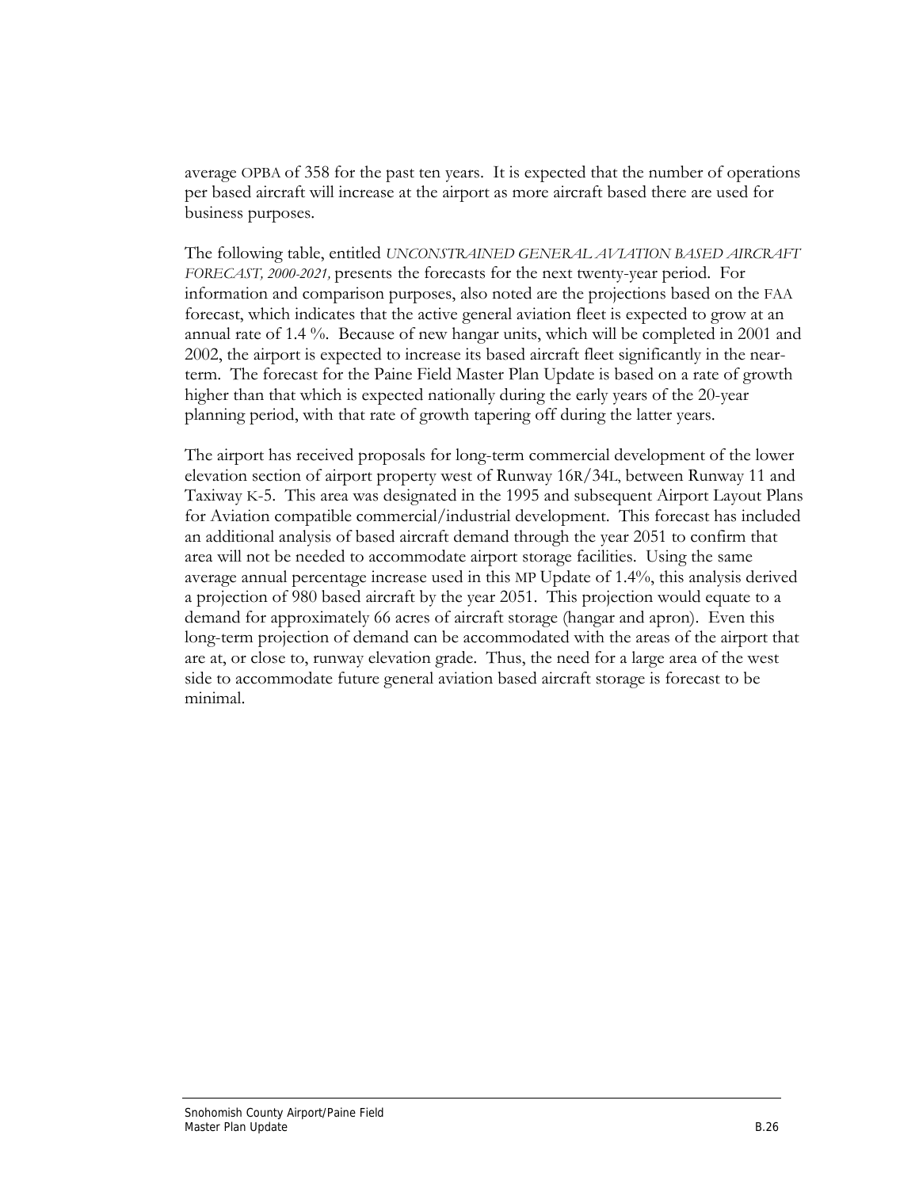average OPBA of 358 for the past ten years. It is expected that the number of operations per based aircraft will increase at the airport as more aircraft based there are used for business purposes.

The following table, entitled *UNCONSTRAINED GENERAL AVIATION BASED AIRCRAFT FORECAST, 2000-2021,* presents the forecasts for the next twenty-year period. For information and comparison purposes, also noted are the projections based on the FAA forecast, which indicates that the active general aviation fleet is expected to grow at an annual rate of 1.4 %. Because of new hangar units, which will be completed in 2001 and 2002, the airport is expected to increase its based aircraft fleet significantly in the near-term. The forecast for the Paine Field Master Plan Update is based on a rate of growth higher than that which is expected nationally during the early years of the 20-year planning period, with that rate of growth tapering off during the latter years.

The airport has received proposals for long-term commercial development of the lower elevation section of airport property west of Runway 16R/34L, between Runway 11 and Taxiway K-5. This area was designated in the 1995 and subsequent Airport Layout Plans for Aviation compatible commercial/industrial development. This forecast has included an additional analysis of based aircraft demand through the year 2051 to confirm that area will not be needed to accommodate airport storage facilities. Using the same average annual percentage increase used in this MP Update of 1.4%, this analysis derived a projection of 980 based aircraft by the year 2051. This projection would equate to a demand for approximately 66 acres of aircraft storage (hangar and apron). Even this long-term projection of demand can be accommodated with the areas of the airport that are at, or close to, runway elevation grade. Thus, the need for a large area of the west side to accommodate future general aviation based aircraft storage is forecast to be minimal.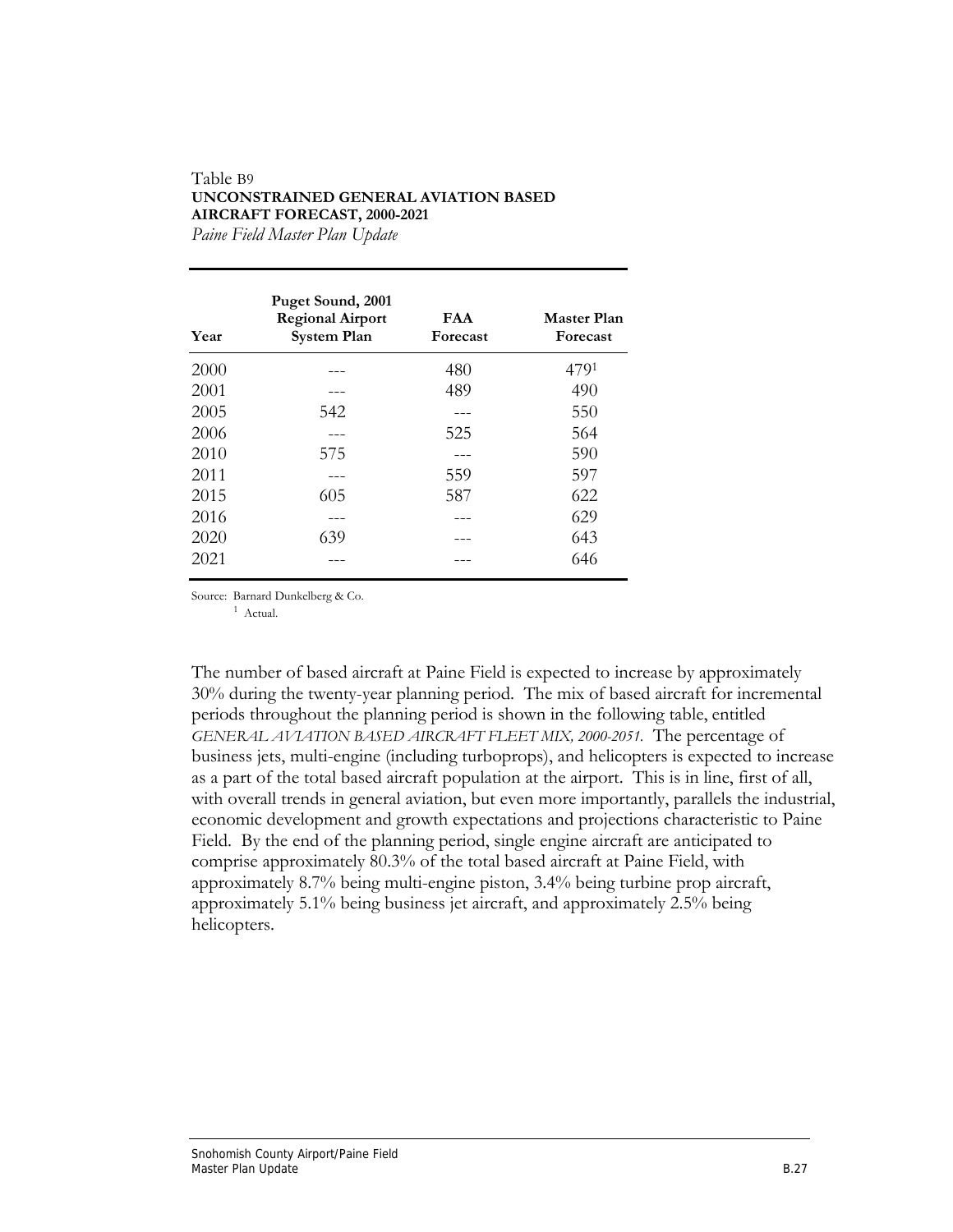Table B9
**UNCONSTRAINED GENERAL AVIATION BASED AIRCRAFT FORECAST, 2000-2021**
*Paine Field Master Plan Update*

| Year | Puget Sound, 2001 Regional Airport System Plan | FAA Forecast | Master Plan Forecast |
|---|---|---|---|
| 2000 | --- | 480 | 479[1] |
| 2001 | --- | 489 | 490 |
| 2005 | 542 | --- | 550 |
| 2006 | --- | 525 | 564 |
| 2010 | 575 | --- | 590 |
| 2011 | --- | 559 | 597 |
| 2015 | 605 | 587 | 622 |
| 2016 | --- | --- | 629 |
| 2020 | 639 | --- | 643 |
| 2021 | --- | --- | 646 |

Source: Barnard Dunkelberg & Co.
[1] Actual.

The number of based aircraft at Paine Field is expected to increase by approximately 30% during the twenty-year planning period. The mix of based aircraft for incremental periods throughout the planning period is shown in the following table, entitled *GENERAL AVIATION BASED AIRCRAFT FLEET MIX, 2000-2051.* The percentage of business jets, multi-engine (including turboprops), and helicopters is expected to increase as a part of the total based aircraft population at the airport. This is in line, first of all, with overall trends in general aviation, but even more importantly, parallels the industrial, economic development and growth expectations and projections characteristic to Paine Field. By the end of the planning period, single engine aircraft are anticipated to comprise approximately 80.3% of the total based aircraft at Paine Field, with approximately 8.7% being multi-engine piston, 3.4% being turbine prop aircraft, approximately 5.1% being business jet aircraft, and approximately 2.5% being helicopters.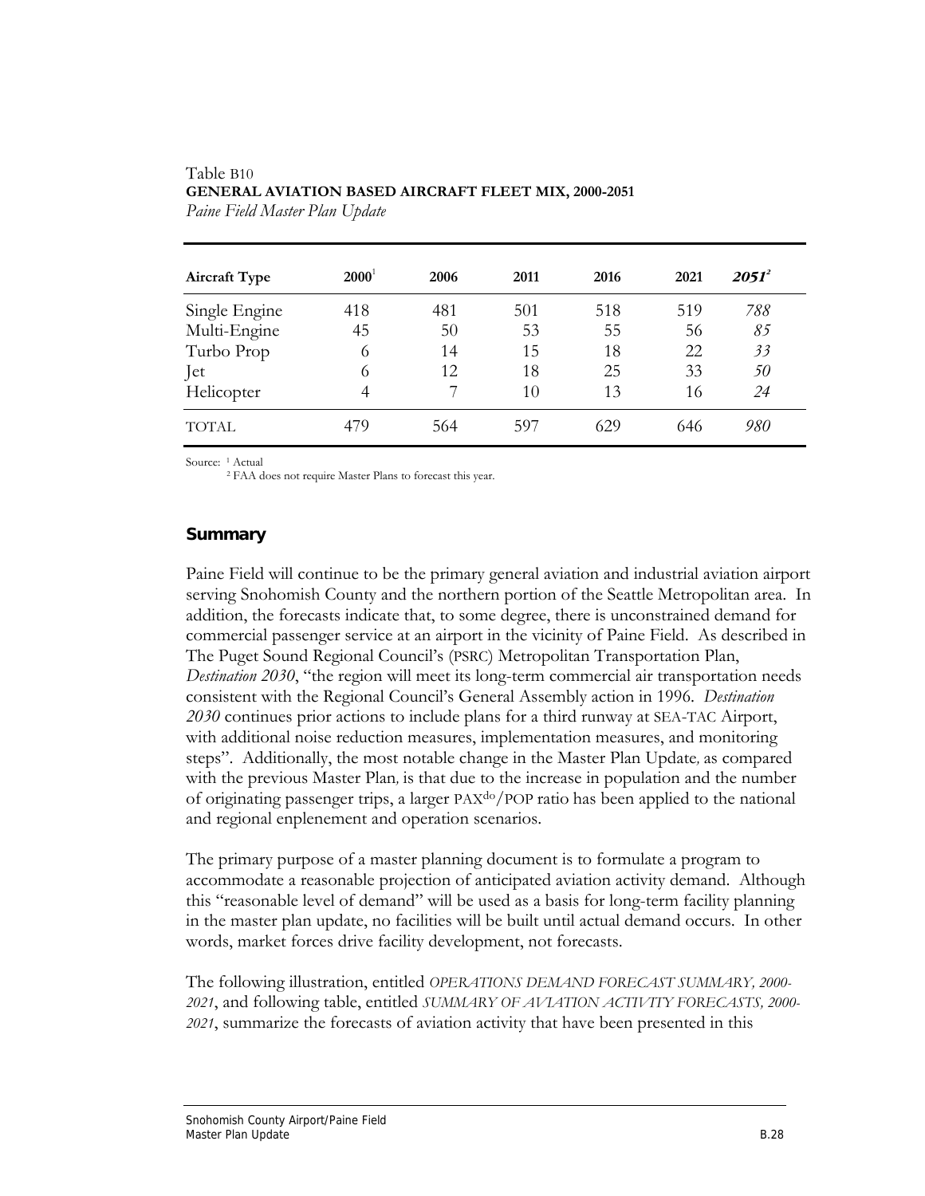Table B10
**GENERAL AVIATION BASED AIRCRAFT FLEET MIX, 2000-2051**
*Paine Field Master Plan Update*

| Aircraft Type | 2000[1] | 2006 | 2011 | 2016 | 2021 | *2051*[2] |
|---|---|---|---|---|---|---|
| Single Engine | 418 | 481 | 501 | 518 | 519 | *788* |
| Multi-Engine | 45 | 50 | 53 | 55 | 56 | *85* |
| Turbo Prop | 6 | 14 | 15 | 18 | 22 | *33* |
| Jet | 6 | 12 | 18 | 25 | 33 | *50* |
| Helicopter | 4 | 7 | 10 | 13 | 16 | *24* |
| TOTAL | 479 | 564 | 597 | 629 | 646 | *980* |

Source: [1] Actual
[2] FAA does not require Master Plans to forecast this year.

## Summary

Paine Field will continue to be the primary general aviation and industrial aviation airport serving Snohomish County and the northern portion of the Seattle Metropolitan area. In addition, the forecasts indicate that, to some degree, there is unconstrained demand for commercial passenger service at an airport in the vicinity of Paine Field. As described in The Puget Sound Regional Council's (PSRC) Metropolitan Transportation Plan, *Destination 2030*, "the region will meet its long-term commercial air transportation needs consistent with the Regional Council's General Assembly action in 1996. *Destination 2030* continues prior actions to include plans for a third runway at SEA-TAC Airport, with additional noise reduction measures, implementation measures, and monitoring steps". Additionally, the most notable change in the Master Plan Update, as compared with the previous Master Plan, is that due to the increase in population and the number of originating passenger trips, a larger $PAX^{do}$/POP ratio has been applied to the national and regional enplenement and operation scenarios.

The primary purpose of a master planning document is to formulate a program to accommodate a reasonable projection of anticipated aviation activity demand. Although this "reasonable level of demand" will be used as a basis for long-term facility planning in the master plan update, no facilities will be built until actual demand occurs. In other words, market forces drive facility development, not forecasts.

The following illustration, entitled *OPERATIONS DEMAND FORECAST SUMMARY, 2000-2021*, and following table, entitled *SUMMARY OF AVIATION ACTIVITY FORECASTS, 2000-2021*, summarize the forecasts of aviation activity that have been presented in this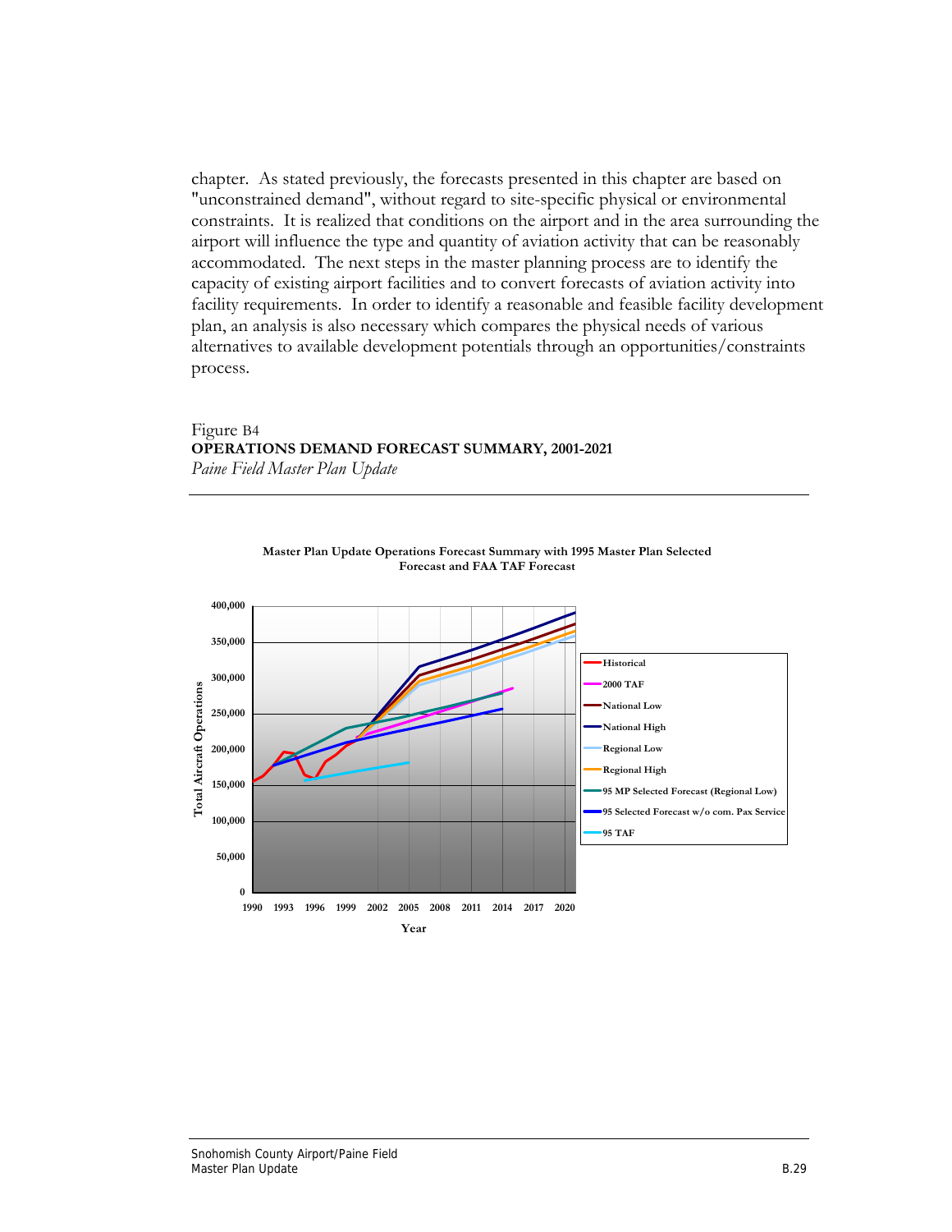chapter. As stated previously, the forecasts presented in this chapter are based on "unconstrained demand", without regard to site-specific physical or environmental constraints. It is realized that conditions on the airport and in the area surrounding the airport will influence the type and quantity of aviation activity that can be reasonably accommodated. The next steps in the master planning process are to identify the capacity of existing airport facilities and to convert forecasts of aviation activity into facility requirements. In order to identify a reasonable and feasible facility development plan, an analysis is also necessary which compares the physical needs of various alternatives to available development potentials through an opportunities/constraints process.

Figure B4
**OPERATIONS DEMAND FORECAST SUMMARY, 2001-2021**
*Paine Field Master Plan Update*

**Master Plan Update Operations Forecast Summary with 1995 Master Plan Selected Forecast and FAA TAF Forecast**

Total Aircraft Operations: 0, 50,000, 100,000, 150,000, 200,000, 250,000, 300,000, 350,000, 400,000

Year: 1990, 1993, 1996, 1999, 2002, 2005, 2008, 2011, 2014, 2017, 2020

Legend:
- Historical
- 2000 TAF
- National Low
- National High
- Regional Low
- Regional High
- 95 MP Selected Forecast (Regional Low)
- 95 Selected Forecast w/o com. Pax Service
- 95 TAF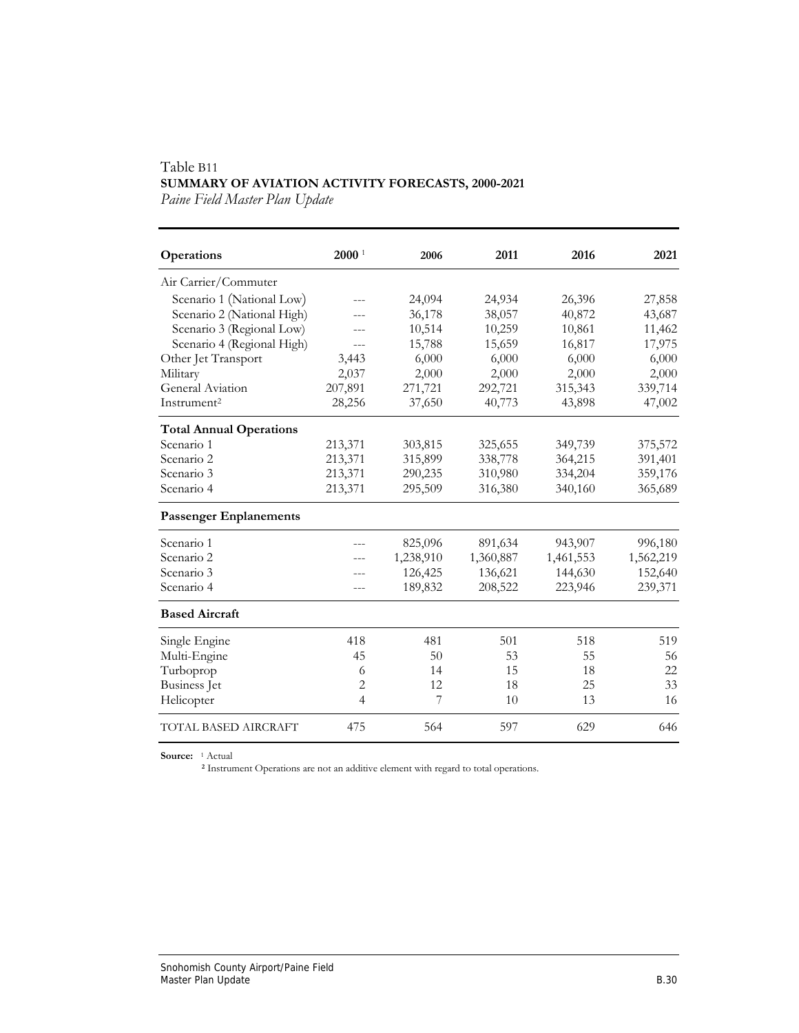Table B11
**SUMMARY OF AVIATION ACTIVITY FORECASTS, 2000-2021**
*Paine Field Master Plan Update*

| Operations | 2000 [1] | 2006 | 2011 | 2016 | 2021 |
|---|---|---|---|---|---|
| Air Carrier/Commuter | | | | | |
| Scenario 1 (National Low) | --- | 24,094 | 24,934 | 26,396 | 27,858 |
| Scenario 2 (National High) | --- | 36,178 | 38,057 | 40,872 | 43,687 |
| Scenario 3 (Regional Low) | --- | 10,514 | 10,259 | 10,861 | 11,462 |
| Scenario 4 (Regional High) | --- | 15,788 | 15,659 | 16,817 | 17,975 |
| Other Jet Transport | 3,443 | 6,000 | 6,000 | 6,000 | 6,000 |
| Military | 2,037 | 2,000 | 2,000 | 2,000 | 2,000 |
| General Aviation | 207,891 | 271,721 | 292,721 | 315,343 | 339,714 |
| Instrument[2] | 28,256 | 37,650 | 40,773 | 43,898 | 47,002 |
| **Total Annual Operations** | | | | | |
| Scenario 1 | 213,371 | 303,815 | 325,655 | 349,739 | 375,572 |
| Scenario 2 | 213,371 | 315,899 | 338,778 | 364,215 | 391,401 |
| Scenario 3 | 213,371 | 290,235 | 310,980 | 334,204 | 359,176 |
| Scenario 4 | 213,371 | 295,509 | 316,380 | 340,160 | 365,689 |
| **Passenger Enplanements** | | | | | |
| Scenario 1 | --- | 825,096 | 891,634 | 943,907 | 996,180 |
| Scenario 2 | --- | 1,238,910 | 1,360,887 | 1,461,553 | 1,562,219 |
| Scenario 3 | --- | 126,425 | 136,621 | 144,630 | 152,640 |
| Scenario 4 | --- | 189,832 | 208,522 | 223,946 | 239,371 |
| **Based Aircraft** | | | | | |
| Single Engine | 418 | 481 | 501 | 518 | 519 |
| Multi-Engine | 45 | 50 | 53 | 55 | 56 |
| Turboprop | 6 | 14 | 15 | 18 | 22 |
| Business Jet | 2 | 12 | 18 | 25 | 33 |
| Helicopter | 4 | 7 | 10 | 13 | 16 |
| TOTAL BASED AIRCRAFT | 475 | 564 | 597 | 629 | 646 |

**Source:** [1] Actual
[2] Instrument Operations are not an additive element with regard to total operations.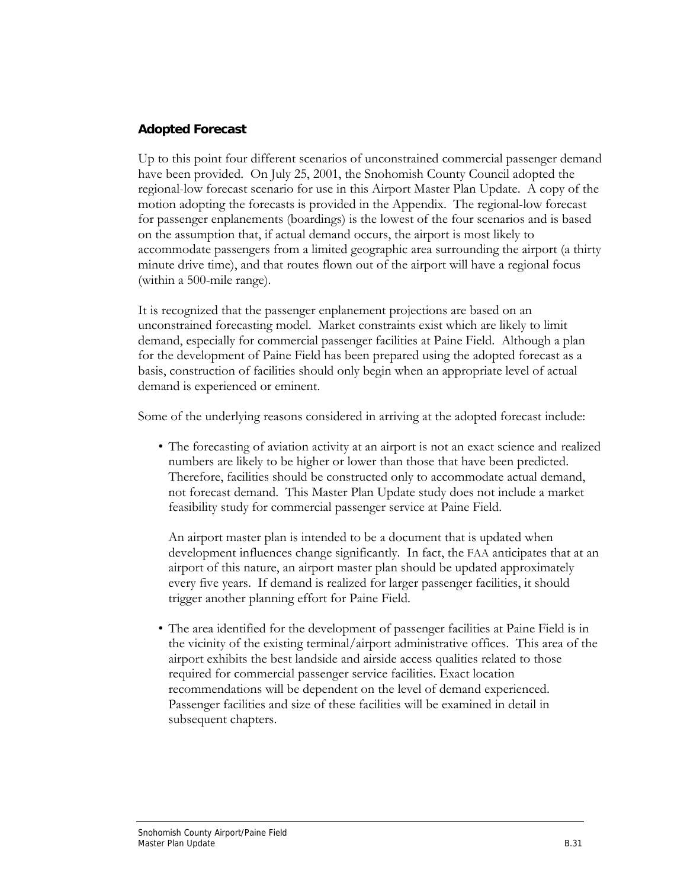### Adopted Forecast

Up to this point four different scenarios of unconstrained commercial passenger demand have been provided. On July 25, 2001, the Snohomish County Council adopted the regional-low forecast scenario for use in this Airport Master Plan Update. A copy of the motion adopting the forecasts is provided in the Appendix. The regional-low forecast for passenger enplanements (boardings) is the lowest of the four scenarios and is based on the assumption that, if actual demand occurs, the airport is most likely to accommodate passengers from a limited geographic area surrounding the airport (a thirty minute drive time), and that routes flown out of the airport will have a regional focus (within a 500-mile range).

It is recognized that the passenger enplanement projections are based on an unconstrained forecasting model. Market constraints exist which are likely to limit demand, especially for commercial passenger facilities at Paine Field. Although a plan for the development of Paine Field has been prepared using the adopted forecast as a basis, construction of facilities should only begin when an appropriate level of actual demand is experienced or eminent.

Some of the underlying reasons considered in arriving at the adopted forecast include:

- The forecasting of aviation activity at an airport is not an exact science and realized numbers are likely to be higher or lower than those that have been predicted. Therefore, facilities should be constructed only to accommodate actual demand, not forecast demand. This Master Plan Update study does not include a market feasibility study for commercial passenger service at Paine Field.

  An airport master plan is intended to be a document that is updated when development influences change significantly. In fact, the FAA anticipates that at an airport of this nature, an airport master plan should be updated approximately every five years. If demand is realized for larger passenger facilities, it should trigger another planning effort for Paine Field.

- The area identified for the development of passenger facilities at Paine Field is in the vicinity of the existing terminal/airport administrative offices. This area of the airport exhibits the best landside and airside access qualities related to those required for commercial passenger service facilities. Exact location recommendations will be dependent on the level of demand experienced. Passenger facilities and size of these facilities will be examined in detail in subsequent chapters.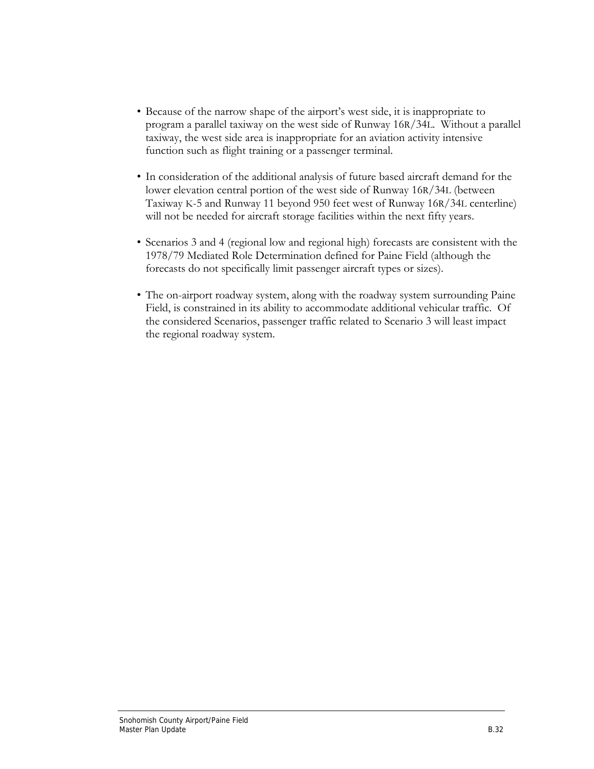- Because of the narrow shape of the airport's west side, it is inappropriate to program a parallel taxiway on the west side of Runway 16R/34L. Without a parallel taxiway, the west side area is inappropriate for an aviation activity intensive function such as flight training or a passenger terminal.

- In consideration of the additional analysis of future based aircraft demand for the lower elevation central portion of the west side of Runway 16R/34L (between Taxiway K-5 and Runway 11 beyond 950 feet west of Runway 16R/34L centerline) will not be needed for aircraft storage facilities within the next fifty years.

- Scenarios 3 and 4 (regional low and regional high) forecasts are consistent with the 1978/79 Mediated Role Determination defined for Paine Field (although the forecasts do not specifically limit passenger aircraft types or sizes).

- The on-airport roadway system, along with the roadway system surrounding Paine Field, is constrained in its ability to accommodate additional vehicular traffic. Of the considered Scenarios, passenger traffic related to Scenario 3 will least impact the regional roadway system.